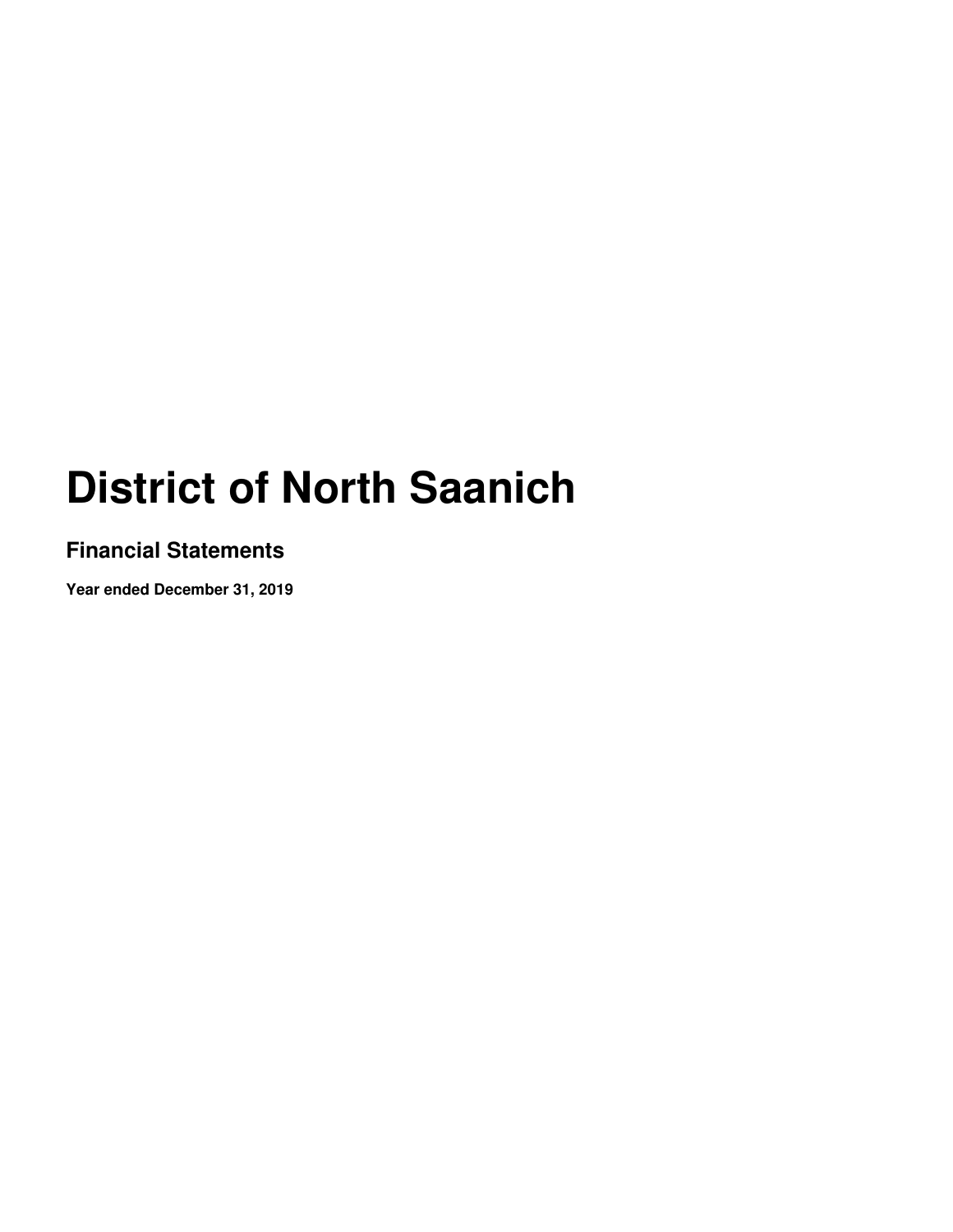# District of North Saanich

## Financial Statements

**Year ended December 31, 2019**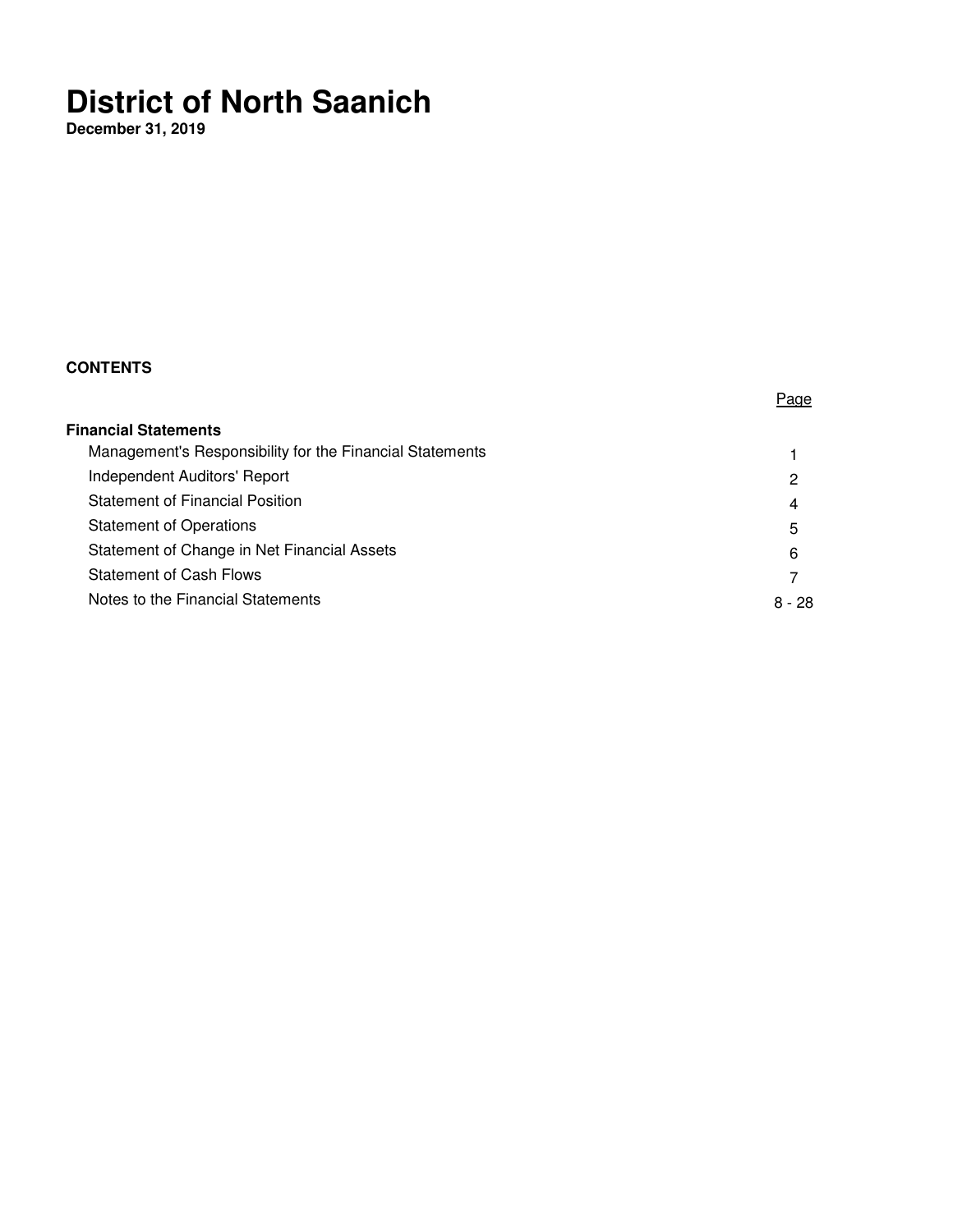# District of North Saanich

**December 31, 2019**

**CONTENTS**

| | Page |
|---|---|
| **Financial Statements** | |
| Management's Responsibility for the Financial Statements | 1 |
| Independent Auditors' Report | 2 |
| Statement of Financial Position | 4 |
| Statement of Operations | 5 |
| Statement of Change in Net Financial Assets | 6 |
| Statement of Cash Flows | 7 |
| Notes to the Financial Statements | 8 - 28 |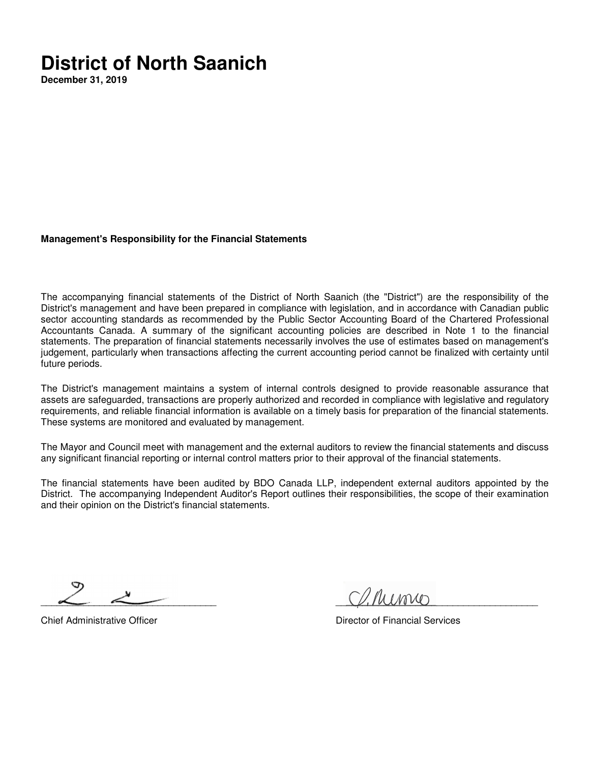# District of North Saanich

**December 31, 2019**

**Management's Responsibility for the Financial Statements**

The accompanying financial statements of the District of North Saanich (the "District") are the responsibility of the District's management and have been prepared in compliance with legislation, and in accordance with Canadian public sector accounting standards as recommended by the Public Sector Accounting Board of the Chartered Professional Accountants Canada. A summary of the significant accounting policies are described in Note 1 to the financial statements. The preparation of financial statements necessarily involves the use of estimates based on management's judgement, particularly when transactions affecting the current accounting period cannot be finalized with certainty until future periods.

The District's management maintains a system of internal controls designed to provide reasonable assurance that assets are safeguarded, transactions are properly authorized and recorded in compliance with legislative and regulatory requirements, and reliable financial information is available on a timely basis for preparation of the financial statements. These systems are monitored and evaluated by management.

The Mayor and Council meet with management and the external auditors to review the financial statements and discuss any significant financial reporting or internal control matters prior to their approval of the financial statements.

The financial statements have been audited by BDO Canada LLP, independent external auditors appointed by the District. The accompanying Independent Auditor's Report outlines their responsibilities, the scope of their examination and their opinion on the District's financial statements.

Chief Administrative Officer

Director of Financial Services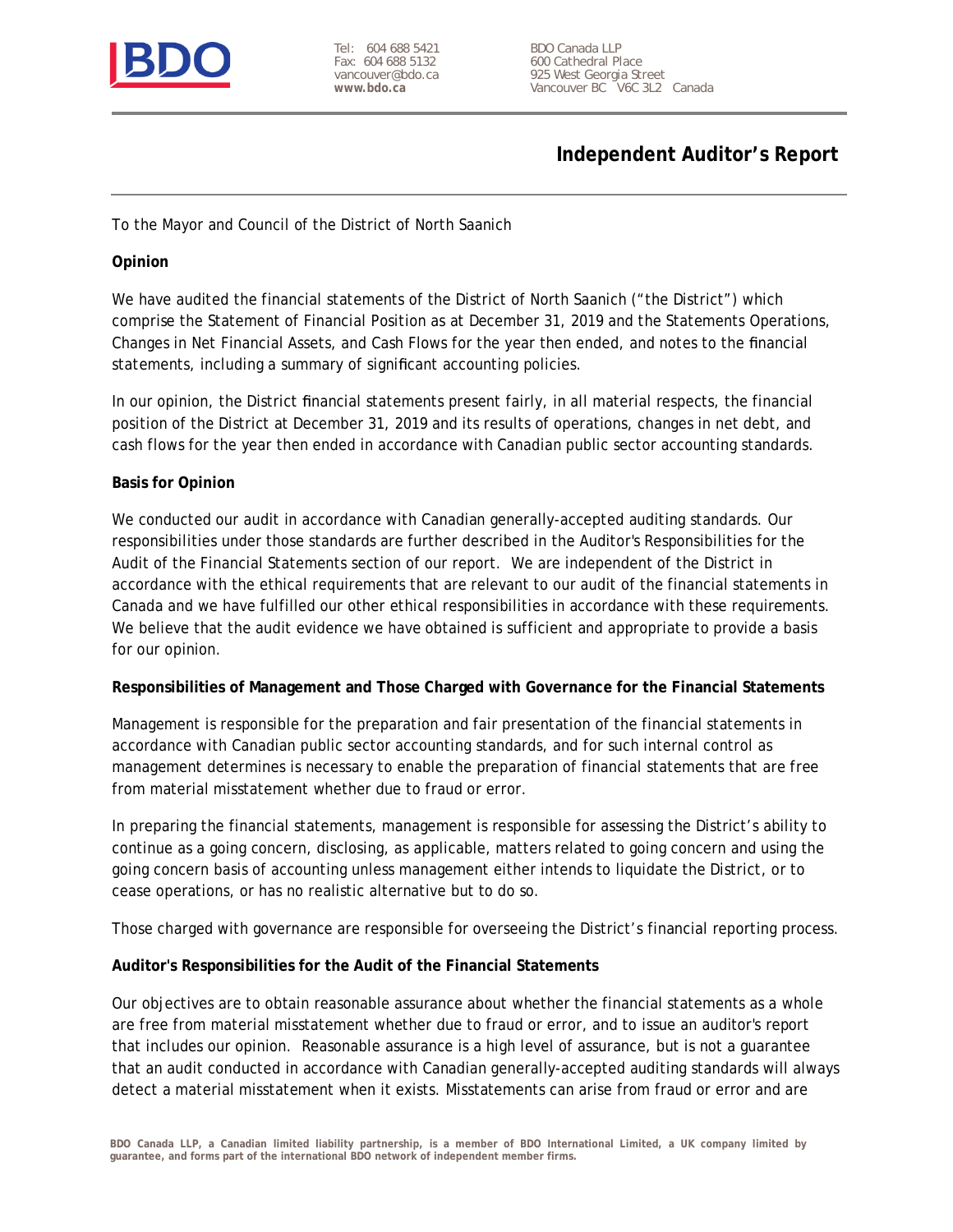BDO

Tel: 604 688 5421
Fax: 604 688 5132
vancouver@bdo.ca
**www.bdo.ca**

BDO Canada LLP
600 Cathedral Place
925 West Georgia Street
Vancouver BC V6C 3L2 Canada

# Independent Auditor's Report

To the Mayor and Council of the District of North Saanich

**Opinion**

We have audited the financial statements of the District of North Saanich ("the District") which comprise the Statement of Financial Position as at December 31, 2019 and the Statements Operations, Changes in Net Financial Assets, and Cash Flows for the year then ended, and notes to the financial statements, including a summary of significant accounting policies.

In our opinion, the District financial statements present fairly, in all material respects, the financial position of the District at December 31, 2019 and its results of operations, changes in net debt, and cash flows for the year then ended in accordance with Canadian public sector accounting standards.

**Basis for Opinion**

We conducted our audit in accordance with Canadian generally-accepted auditing standards. Our responsibilities under those standards are further described in the Auditor's Responsibilities for the Audit of the Financial Statements section of our report. We are independent of the District in accordance with the ethical requirements that are relevant to our audit of the financial statements in Canada and we have fulfilled our other ethical responsibilities in accordance with these requirements. We believe that the audit evidence we have obtained is sufficient and appropriate to provide a basis for our opinion.

**Responsibilities of Management and Those Charged with Governance for the Financial Statements**

Management is responsible for the preparation and fair presentation of the financial statements in accordance with Canadian public sector accounting standards, and for such internal control as management determines is necessary to enable the preparation of financial statements that are free from material misstatement whether due to fraud or error.

In preparing the financial statements, management is responsible for assessing the District's ability to continue as a going concern, disclosing, as applicable, matters related to going concern and using the going concern basis of accounting unless management either intends to liquidate the District, or to cease operations, or has no realistic alternative but to do so.

Those charged with governance are responsible for overseeing the District's financial reporting process.

**Auditor's Responsibilities for the Audit of the Financial Statements**

Our objectives are to obtain reasonable assurance about whether the financial statements as a whole are free from material misstatement whether due to fraud or error, and to issue an auditor's report that includes our opinion. Reasonable assurance is a high level of assurance, but is not a guarantee that an audit conducted in accordance with Canadian generally-accepted auditing standards will always detect a material misstatement when it exists. Misstatements can arise from fraud or error and are

BDO Canada LLP, a Canadian limited liability partnership, is a member of BDO International Limited, a UK company limited by guarantee, and forms part of the international BDO network of independent member firms.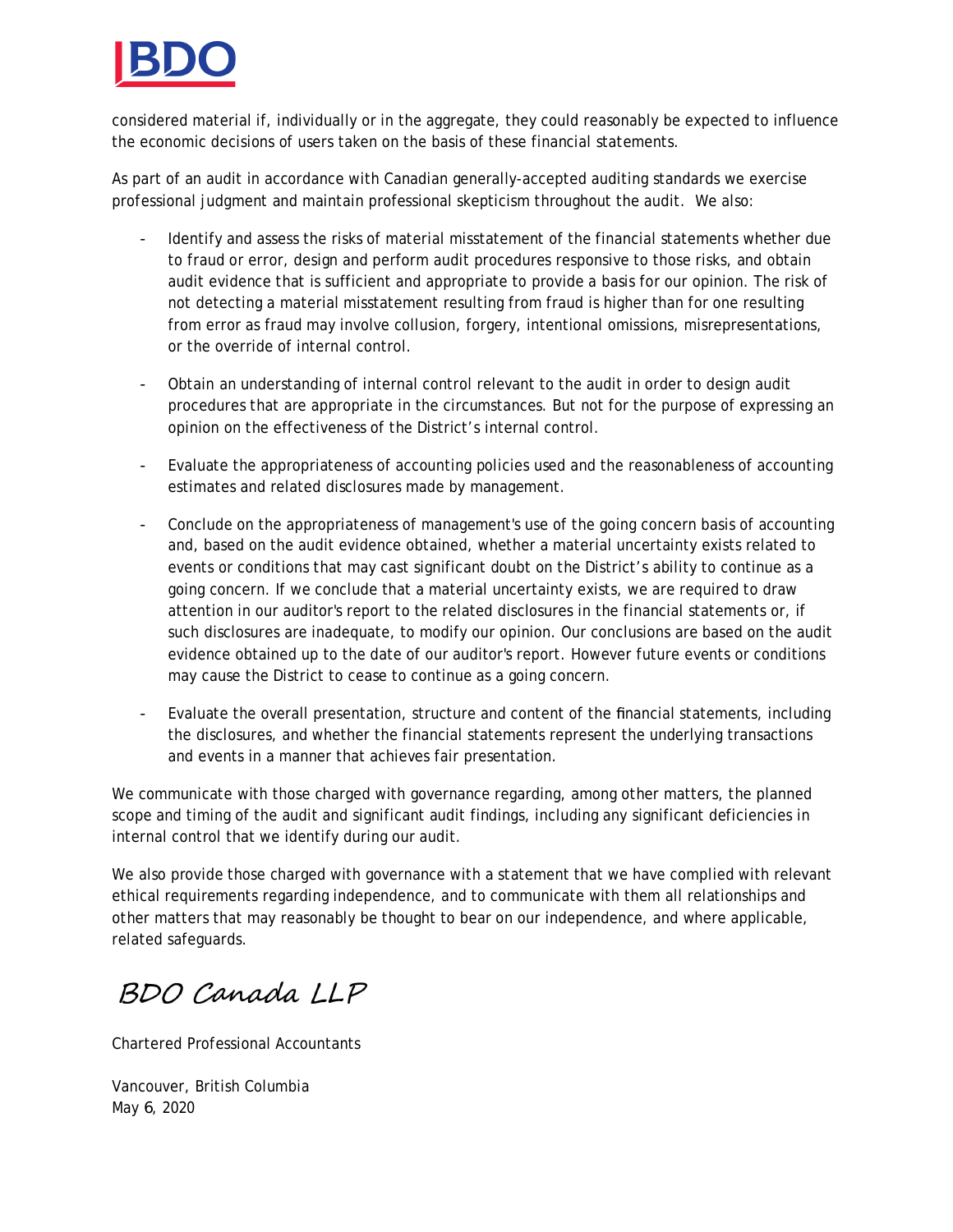considered material if, individually or in the aggregate, they could reasonably be expected to influence the economic decisions of users taken on the basis of these financial statements.

As part of an audit in accordance with Canadian generally-accepted auditing standards we exercise professional judgment and maintain professional skepticism throughout the audit. We also:

- Identify and assess the risks of material misstatement of the financial statements whether due to fraud or error, design and perform audit procedures responsive to those risks, and obtain audit evidence that is sufficient and appropriate to provide a basis for our opinion. The risk of not detecting a material misstatement resulting from fraud is higher than for one resulting from error as fraud may involve collusion, forgery, intentional omissions, misrepresentations, or the override of internal control.

- Obtain an understanding of internal control relevant to the audit in order to design audit procedures that are appropriate in the circumstances. But not for the purpose of expressing an opinion on the effectiveness of the District's internal control.

- Evaluate the appropriateness of accounting policies used and the reasonableness of accounting estimates and related disclosures made by management.

- Conclude on the appropriateness of management's use of the going concern basis of accounting and, based on the audit evidence obtained, whether a material uncertainty exists related to events or conditions that may cast significant doubt on the District's ability to continue as a going concern. If we conclude that a material uncertainty exists, we are required to draw attention in our auditor's report to the related disclosures in the financial statements or, if such disclosures are inadequate, to modify our opinion. Our conclusions are based on the audit evidence obtained up to the date of our auditor's report. However future events or conditions may cause the District to cease to continue as a going concern.

- Evaluate the overall presentation, structure and content of the financial statements, including the disclosures, and whether the financial statements represent the underlying transactions and events in a manner that achieves fair presentation.

We communicate with those charged with governance regarding, among other matters, the planned scope and timing of the audit and significant audit findings, including any significant deficiencies in internal control that we identify during our audit.

We also provide those charged with governance with a statement that we have complied with relevant ethical requirements regarding independence, and to communicate with them all relationships and other matters that may reasonably be thought to bear on our independence, and where applicable, related safeguards.

*BDO Canada LLP*

Chartered Professional Accountants

Vancouver, British Columbia
May 6, 2020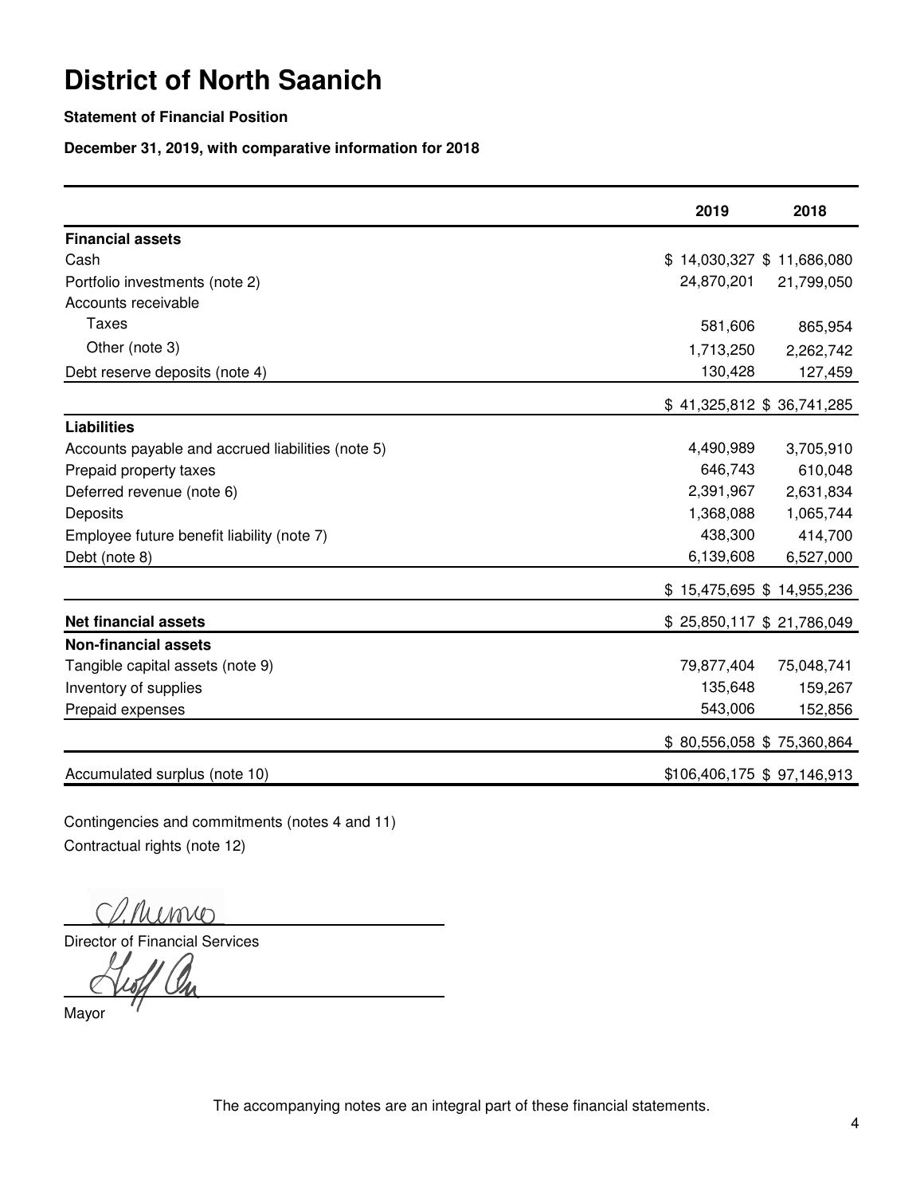# District of North Saanich

**Statement of Financial Position**

**December 31, 2019, with comparative information for 2018**

| | 2019 | 2018 |
|---|---|---|
| **Financial assets** | | |
| Cash | $ 14,030,327 | $ 11,686,080 |
| Portfolio investments (note 2) | 24,870,201 | 21,799,050 |
| Accounts receivable | | |
| Taxes | 581,606 | 865,954 |
| Other (note 3) | 1,713,250 | 2,262,742 |
| Debt reserve deposits (note 4) | 130,428 | 127,459 |
| | $ 41,325,812 | $ 36,741,285 |
| **Liabilities** | | |
| Accounts payable and accrued liabilities (note 5) | 4,490,989 | 3,705,910 |
| Prepaid property taxes | 646,743 | 610,048 |
| Deferred revenue (note 6) | 2,391,967 | 2,631,834 |
| Deposits | 1,368,088 | 1,065,744 |
| Employee future benefit liability (note 7) | 438,300 | 414,700 |
| Debt (note 8) | 6,139,608 | 6,527,000 |
| | $ 15,475,695 | $ 14,955,236 |
| **Net financial assets** | $ 25,850,117 | $ 21,786,049 |
| **Non-financial assets** | | |
| Tangible capital assets (note 9) | 79,877,404 | 75,048,741 |
| Inventory of supplies | 135,648 | 159,267 |
| Prepaid expenses | 543,006 | 152,856 |
| | $ 80,556,058 | $ 75,360,864 |
| Accumulated surplus (note 10) | $106,406,175 | $ 97,146,913 |

Contingencies and commitments (notes 4 and 11)

Contractual rights (note 12)

Director of Financial Services

Mayor

The accompanying notes are an integral part of these financial statements.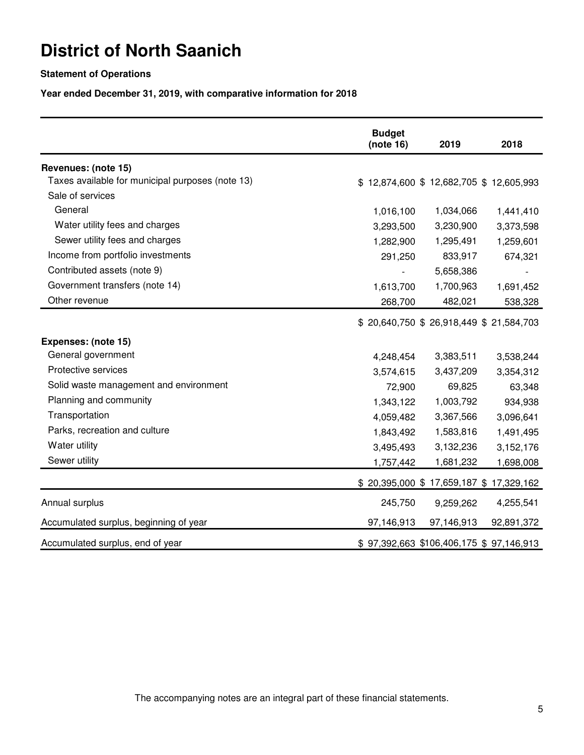# District of North Saanich

**Statement of Operations**

**Year ended December 31, 2019, with comparative information for 2018**

| | Budget (note 16) | 2019 | 2018 |
|---|---|---|---|
| **Revenues: (note 15)** | | | |
| Taxes available for municipal purposes (note 13) | $ 12,874,600 | $ 12,682,705 | $ 12,605,993 |
| Sale of services | | | |
| General | 1,016,100 | 1,034,066 | 1,441,410 |
| Water utility fees and charges | 3,293,500 | 3,230,900 | 3,373,598 |
| Sewer utility fees and charges | 1,282,900 | 1,295,491 | 1,259,601 |
| Income from portfolio investments | 291,250 | 833,917 | 674,321 |
| Contributed assets (note 9) | - | 5,658,386 | - |
| Government transfers (note 14) | 1,613,700 | 1,700,963 | 1,691,452 |
| Other revenue | 268,700 | 482,021 | 538,328 |
| | $ 20,640,750 | $ 26,918,449 | $ 21,584,703 |
| **Expenses: (note 15)** | | | |
| General government | 4,248,454 | 3,383,511 | 3,538,244 |
| Protective services | 3,574,615 | 3,437,209 | 3,354,312 |
| Solid waste management and environment | 72,900 | 69,825 | 63,348 |
| Planning and community | 1,343,122 | 1,003,792 | 934,938 |
| Transportation | 4,059,482 | 3,367,566 | 3,096,641 |
| Parks, recreation and culture | 1,843,492 | 1,583,816 | 1,491,495 |
| Water utility | 3,495,493 | 3,132,236 | 3,152,176 |
| Sewer utility | 1,757,442 | 1,681,232 | 1,698,008 |
| | $ 20,395,000 | $ 17,659,187 | $ 17,329,162 |
| Annual surplus | 245,750 | 9,259,262 | 4,255,541 |
| Accumulated surplus, beginning of year | 97,146,913 | 97,146,913 | 92,891,372 |
| Accumulated surplus, end of year | $ 97,392,663 | $106,406,175 | $ 97,146,913 |

The accompanying notes are an integral part of these financial statements.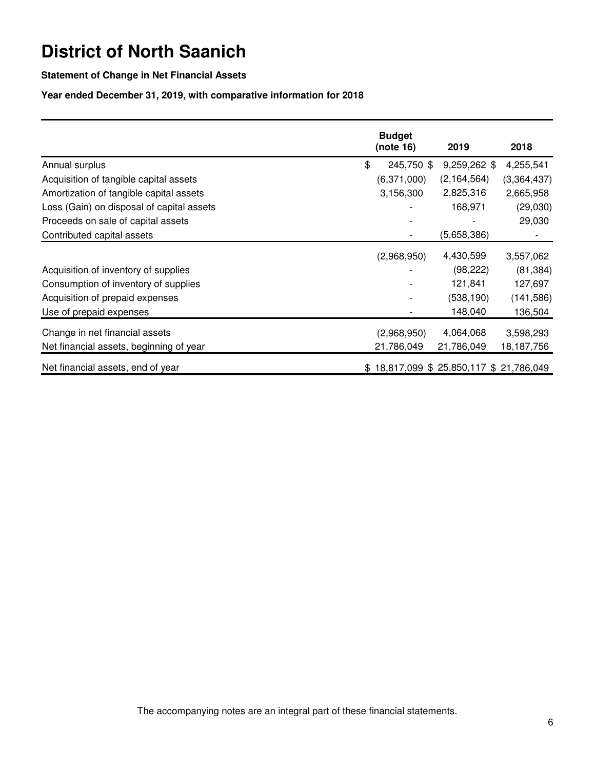# District of North Saanich

**Statement of Change in Net Financial Assets**

**Year ended December 31, 2019, with comparative information for 2018**

| | Budget (note 16) | 2019 | 2018 |
|---|---|---|---|
| Annual surplus | $ 245,750 | $ 9,259,262 | $ 4,255,541 |
| Acquisition of tangible capital assets | (6,371,000) | (2,164,564) | (3,364,437) |
| Amortization of tangible capital assets | 3,156,300 | 2,825,316 | 2,665,958 |
| Loss (Gain) on disposal of capital assets | - | 168,971 | (29,030) |
| Proceeds on sale of capital assets | - | - | 29,030 |
| Contributed capital assets | - | (5,658,386) | - |
| | (2,968,950) | 4,430,599 | 3,557,062 |
| Acquisition of inventory of supplies | - | (98,222) | (81,384) |
| Consumption of inventory of supplies | - | 121,841 | 127,697 |
| Acquisition of prepaid expenses | - | (538,190) | (141,586) |
| Use of prepaid expenses | - | 148,040 | 136,504 |
| Change in net financial assets | (2,968,950) | 4,064,068 | 3,598,293 |
| Net financial assets, beginning of year | 21,786,049 | 21,786,049 | 18,187,756 |
| Net financial assets, end of year | $ 18,817,099 | $ 25,850,117 | $ 21,786,049 |

The accompanying notes are an integral part of these financial statements.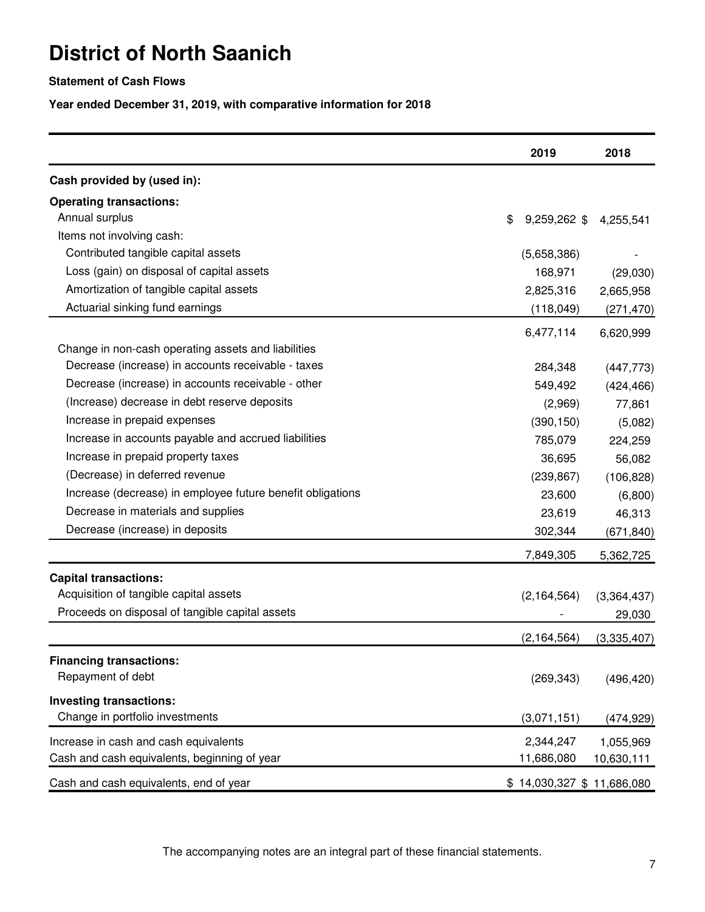# District of North Saanich

**Statement of Cash Flows**

**Year ended December 31, 2019, with comparative information for 2018**

| | 2019 | 2018 |
|---|---|---|
| **Cash provided by (used in):** | | |
| **Operating transactions:** | | |
| Annual surplus | $ 9,259,262 | $ 4,255,541 |
| Items not involving cash: | | |
| Contributed tangible capital assets | (5,658,386) | - |
| Loss (gain) on disposal of capital assets | 168,971 | (29,030) |
| Amortization of tangible capital assets | 2,825,316 | 2,665,958 |
| Actuarial sinking fund earnings | (118,049) | (271,470) |
| | 6,477,114 | 6,620,999 |
| Change in non-cash operating assets and liabilities | | |
| Decrease (increase) in accounts receivable - taxes | 284,348 | (447,773) |
| Decrease (increase) in accounts receivable - other | 549,492 | (424,466) |
| (Increase) decrease in debt reserve deposits | (2,969) | 77,861 |
| Increase in prepaid expenses | (390,150) | (5,082) |
| Increase in accounts payable and accrued liabilities | 785,079 | 224,259 |
| Increase in prepaid property taxes | 36,695 | 56,082 |
| (Decrease) in deferred revenue | (239,867) | (106,828) |
| Increase (decrease) in employee future benefit obligations | 23,600 | (6,800) |
| Decrease in materials and supplies | 23,619 | 46,313 |
| Decrease (increase) in deposits | 302,344 | (671,840) |
| | 7,849,305 | 5,362,725 |
| **Capital transactions:** | | |
| Acquisition of tangible capital assets | (2,164,564) | (3,364,437) |
| Proceeds on disposal of tangible capital assets | - | 29,030 |
| | (2,164,564) | (3,335,407) |
| **Financing transactions:** | | |
| Repayment of debt | (269,343) | (496,420) |
| **Investing transactions:** | | |
| Change in portfolio investments | (3,071,151) | (474,929) |
| Increase in cash and cash equivalents | 2,344,247 | 1,055,969 |
| Cash and cash equivalents, beginning of year | 11,686,080 | 10,630,111 |
| Cash and cash equivalents, end of year | $ 14,030,327 | $ 11,686,080 |

The accompanying notes are an integral part of these financial statements.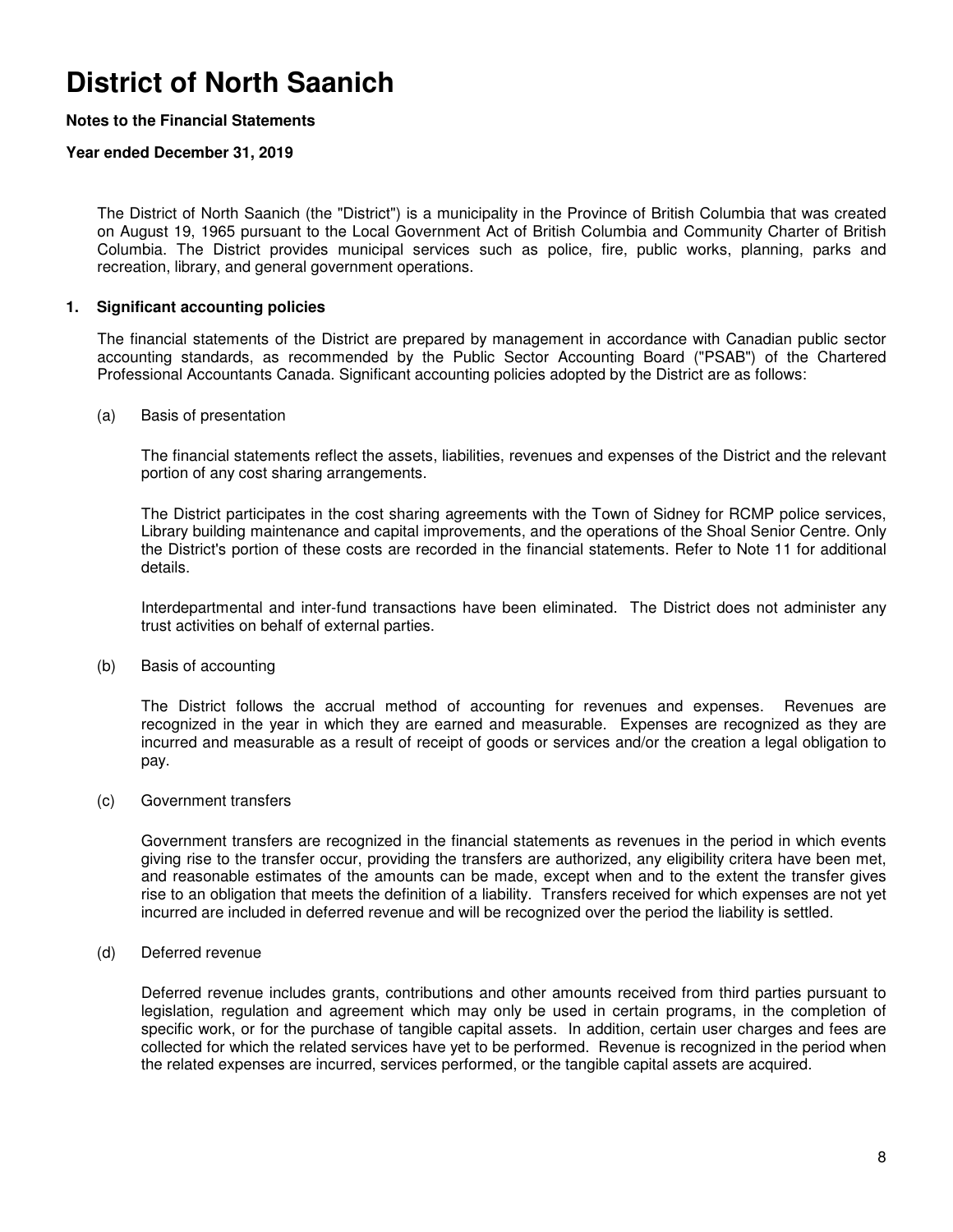# District of North Saanich

**Notes to the Financial Statements**

**Year ended December 31, 2019**

The District of North Saanich (the "District") is a municipality in the Province of British Columbia that was created on August 19, 1965 pursuant to the Local Government Act of British Columbia and Community Charter of British Columbia. The District provides municipal services such as police, fire, public works, planning, parks and recreation, library, and general government operations.

## 1. Significant accounting policies

The financial statements of the District are prepared by management in accordance with Canadian public sector accounting standards, as recommended by the Public Sector Accounting Board ("PSAB") of the Chartered Professional Accountants Canada. Significant accounting policies adopted by the District are as follows:

(a) Basis of presentation

The financial statements reflect the assets, liabilities, revenues and expenses of the District and the relevant portion of any cost sharing arrangements.

The District participates in the cost sharing agreements with the Town of Sidney for RCMP police services, Library building maintenance and capital improvements, and the operations of the Shoal Senior Centre. Only the District's portion of these costs are recorded in the financial statements. Refer to Note 11 for additional details.

Interdepartmental and inter-fund transactions have been eliminated. The District does not administer any trust activities on behalf of external parties.

(b) Basis of accounting

The District follows the accrual method of accounting for revenues and expenses. Revenues are recognized in the year in which they are earned and measurable. Expenses are recognized as they are incurred and measurable as a result of receipt of goods or services and/or the creation a legal obligation to pay.

(c) Government transfers

Government transfers are recognized in the financial statements as revenues in the period in which events giving rise to the transfer occur, providing the transfers are authorized, any eligibility critera have been met, and reasonable estimates of the amounts can be made, except when and to the extent the transfer gives rise to an obligation that meets the definition of a liability. Transfers received for which expenses are not yet incurred are included in deferred revenue and will be recognized over the period the liability is settled.

(d) Deferred revenue

Deferred revenue includes grants, contributions and other amounts received from third parties pursuant to legislation, regulation and agreement which may only be used in certain programs, in the completion of specific work, or for the purchase of tangible capital assets. In addition, certain user charges and fees are collected for which the related services have yet to be performed. Revenue is recognized in the period when the related expenses are incurred, services performed, or the tangible capital assets are acquired.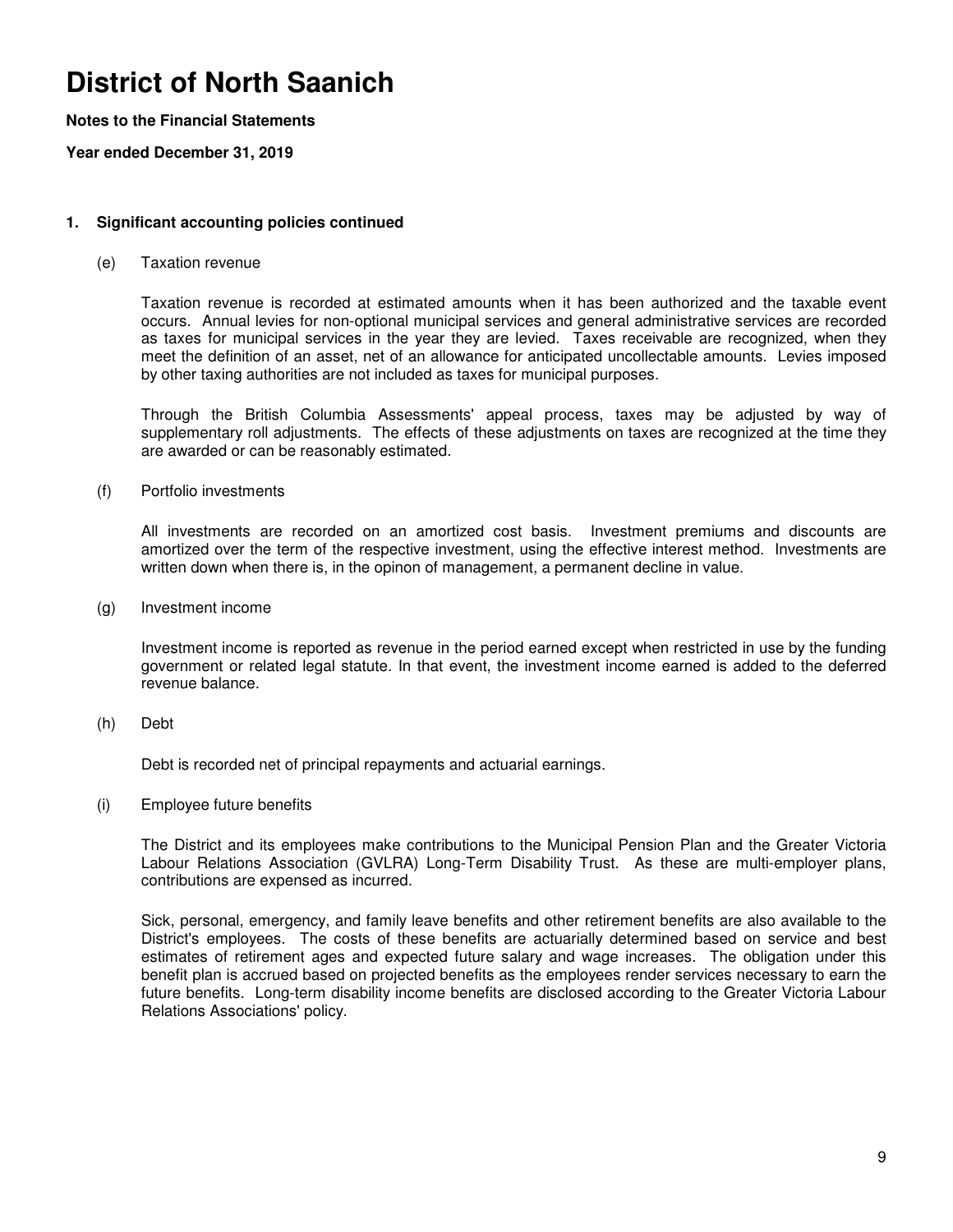# District of North Saanich

**Notes to the Financial Statements**

**Year ended December 31, 2019**

**1. Significant accounting policies continued**

(e) Taxation revenue

Taxation revenue is recorded at estimated amounts when it has been authorized and the taxable event occurs. Annual levies for non-optional municipal services and general administrative services are recorded as taxes for municipal services in the year they are levied. Taxes receivable are recognized, when they meet the definition of an asset, net of an allowance for anticipated uncollectable amounts. Levies imposed by other taxing authorities are not included as taxes for municipal purposes.

Through the British Columbia Assessments' appeal process, taxes may be adjusted by way of supplementary roll adjustments. The effects of these adjustments on taxes are recognized at the time they are awarded or can be reasonably estimated.

(f) Portfolio investments

All investments are recorded on an amortized cost basis. Investment premiums and discounts are amortized over the term of the respective investment, using the effective interest method. Investments are written down when there is, in the opinon of management, a permanent decline in value.

(g) Investment income

Investment income is reported as revenue in the period earned except when restricted in use by the funding government or related legal statute. In that event, the investment income earned is added to the deferred revenue balance.

(h) Debt

Debt is recorded net of principal repayments and actuarial earnings.

(i) Employee future benefits

The District and its employees make contributions to the Municipal Pension Plan and the Greater Victoria Labour Relations Association (GVLRA) Long-Term Disability Trust. As these are multi-employer plans, contributions are expensed as incurred.

Sick, personal, emergency, and family leave benefits and other retirement benefits are also available to the District's employees. The costs of these benefits are actuarially determined based on service and best estimates of retirement ages and expected future salary and wage increases. The obligation under this benefit plan is accrued based on projected benefits as the employees render services necessary to earn the future benefits. Long-term disability income benefits are disclosed according to the Greater Victoria Labour Relations Associations' policy.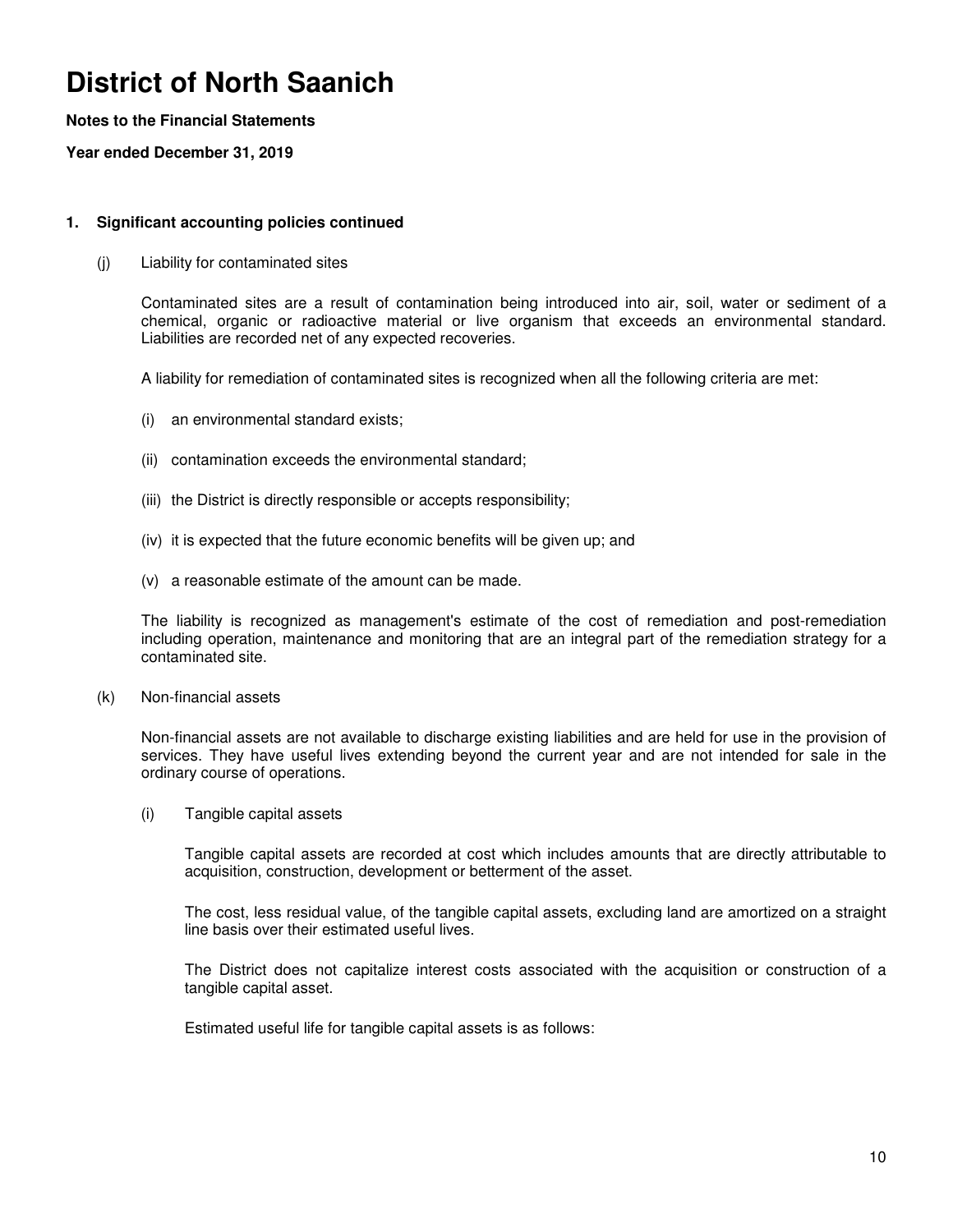# District of North Saanich

**Notes to the Financial Statements**

**Year ended December 31, 2019**

**1. Significant accounting policies continued**

(j) Liability for contaminated sites

Contaminated sites are a result of contamination being introduced into air, soil, water or sediment of a chemical, organic or radioactive material or live organism that exceeds an environmental standard. Liabilities are recorded net of any expected recoveries.

A liability for remediation of contaminated sites is recognized when all the following criteria are met:

(i) an environmental standard exists;

(ii) contamination exceeds the environmental standard;

(iii) the District is directly responsible or accepts responsibility;

(iv) it is expected that the future economic benefits will be given up; and

(v) a reasonable estimate of the amount can be made.

The liability is recognized as management's estimate of the cost of remediation and post-remediation including operation, maintenance and monitoring that are an integral part of the remediation strategy for a contaminated site.

(k) Non-financial assets

Non-financial assets are not available to discharge existing liabilities and are held for use in the provision of services. They have useful lives extending beyond the current year and are not intended for sale in the ordinary course of operations.

(i) Tangible capital assets

Tangible capital assets are recorded at cost which includes amounts that are directly attributable to acquisition, construction, development or betterment of the asset.

The cost, less residual value, of the tangible capital assets, excluding land are amortized on a straight line basis over their estimated useful lives.

The District does not capitalize interest costs associated with the acquisition or construction of a tangible capital asset.

Estimated useful life for tangible capital assets is as follows: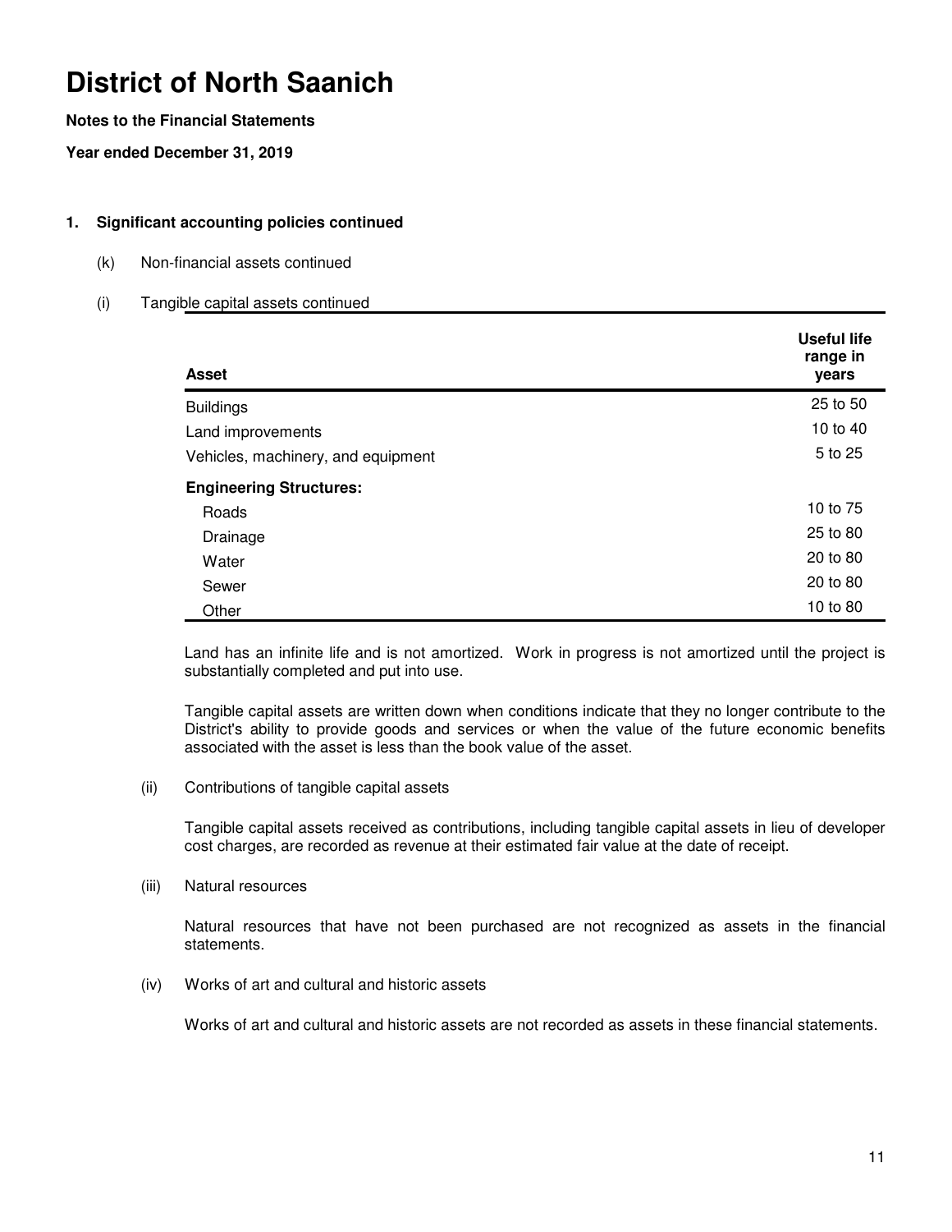# District of North Saanich

**Notes to the Financial Statements**

**Year ended December 31, 2019**

**1. Significant accounting policies continued**

(k) Non-financial assets continued

(i) Tangible capital assets continued

| Asset | Useful life range in years |
|---|---|
| Buildings | 25 to 50 |
| Land improvements | 10 to 40 |
| Vehicles, machinery, and equipment | 5 to 25 |
| **Engineering Structures:** | |
| Roads | 10 to 75 |
| Drainage | 25 to 80 |
| Water | 20 to 80 |
| Sewer | 20 to 80 |
| Other | 10 to 80 |

Land has an infinite life and is not amortized. Work in progress is not amortized until the project is substantially completed and put into use.

Tangible capital assets are written down when conditions indicate that they no longer contribute to the District's ability to provide goods and services or when the value of the future economic benefits associated with the asset is less than the book value of the asset.

(ii) Contributions of tangible capital assets

Tangible capital assets received as contributions, including tangible capital assets in lieu of developer cost charges, are recorded as revenue at their estimated fair value at the date of receipt.

(iii) Natural resources

Natural resources that have not been purchased are not recognized as assets in the financial statements.

(iv) Works of art and cultural and historic assets

Works of art and cultural and historic assets are not recorded as assets in these financial statements.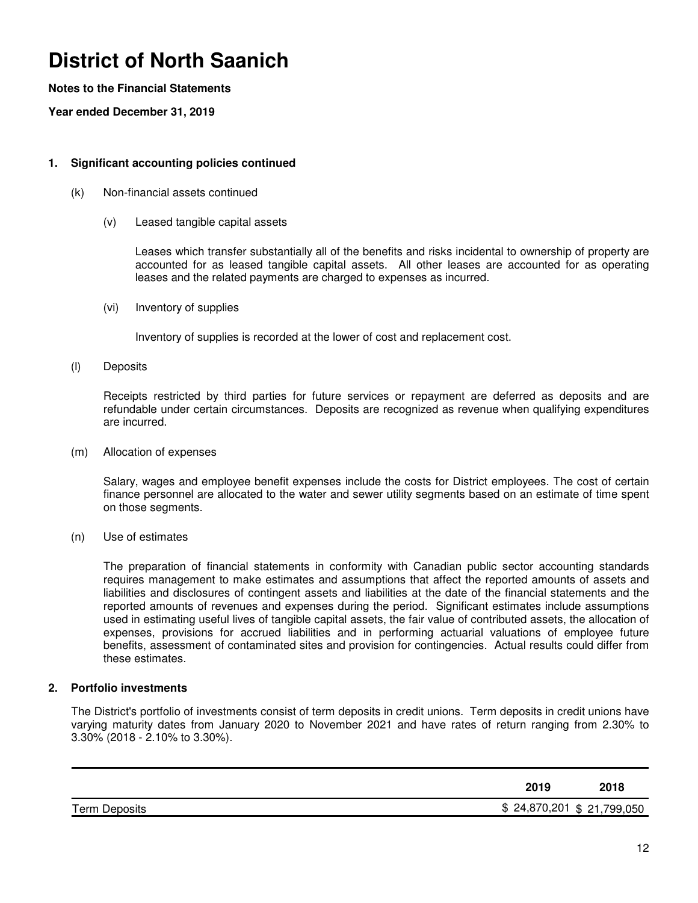# District of North Saanich

**Notes to the Financial Statements**

**Year ended December 31, 2019**

## 1. Significant accounting policies continued

(k) Non-financial assets continued

(v) Leased tangible capital assets

Leases which transfer substantially all of the benefits and risks incidental to ownership of property are accounted for as leased tangible capital assets. All other leases are accounted for as operating leases and the related payments are charged to expenses as incurred.

(vi) Inventory of supplies

Inventory of supplies is recorded at the lower of cost and replacement cost.

(l) Deposits

Receipts restricted by third parties for future services or repayment are deferred as deposits and are refundable under certain circumstances. Deposits are recognized as revenue when qualifying expenditures are incurred.

(m) Allocation of expenses

Salary, wages and employee benefit expenses include the costs for District employees. The cost of certain finance personnel are allocated to the water and sewer utility segments based on an estimate of time spent on those segments.

(n) Use of estimates

The preparation of financial statements in conformity with Canadian public sector accounting standards requires management to make estimates and assumptions that affect the reported amounts of assets and liabilities and disclosures of contingent assets and liabilities at the date of the financial statements and the reported amounts of revenues and expenses during the period. Significant estimates include assumptions used in estimating useful lives of tangible capital assets, the fair value of contributed assets, the allocation of expenses, provisions for accrued liabilities and in performing actuarial valuations of employee future benefits, assessment of contaminated sites and provision for contingencies. Actual results could differ from these estimates.

## 2. Portfolio investments

The District's portfolio of investments consist of term deposits in credit unions. Term deposits in credit unions have varying maturity dates from January 2020 to November 2021 and have rates of return ranging from 2.30% to 3.30% (2018 - 2.10% to 3.30%).

| | 2019 | 2018 |
|---|---|---|
| Term Deposits | $ 24,870,201 | $ 21,799,050 |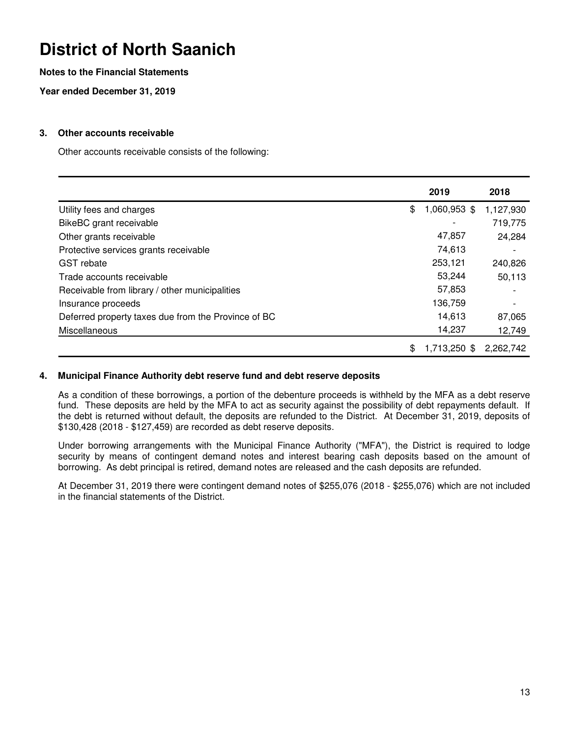# District of North Saanich

**Notes to the Financial Statements**

**Year ended December 31, 2019**

### 3. Other accounts receivable

Other accounts receivable consists of the following:

| | 2019 | 2018 |
|---|---|---|
| Utility fees and charges | $ 1,060,953 | $ 1,127,930 |
| BikeBC grant receivable | - | 719,775 |
| Other grants receivable | 47,857 | 24,284 |
| Protective services grants receivable | 74,613 | - |
| GST rebate | 253,121 | 240,826 |
| Trade accounts receivable | 53,244 | 50,113 |
| Receivable from library / other municipalities | 57,853 | - |
| Insurance proceeds | 136,759 | - |
| Deferred property taxes due from the Province of BC | 14,613 | 87,065 |
| Miscellaneous | 14,237 | 12,749 |
| | $ 1,713,250 | $ 2,262,742 |

### 4. Municipal Finance Authority debt reserve fund and debt reserve deposits

As a condition of these borrowings, a portion of the debenture proceeds is withheld by the MFA as a debt reserve fund. These deposits are held by the MFA to act as security against the possibility of debt repayments default. If the debt is returned without default, the deposits are refunded to the District. At December 31, 2019, deposits of $130,428 (2018 - $127,459) are recorded as debt reserve deposits.

Under borrowing arrangements with the Municipal Finance Authority ("MFA"), the District is required to lodge security by means of contingent demand notes and interest bearing cash deposits based on the amount of borrowing. As debt principal is retired, demand notes are released and the cash deposits are refunded.

At December 31, 2019 there were contingent demand notes of $255,076 (2018 - $255,076) which are not included in the financial statements of the District.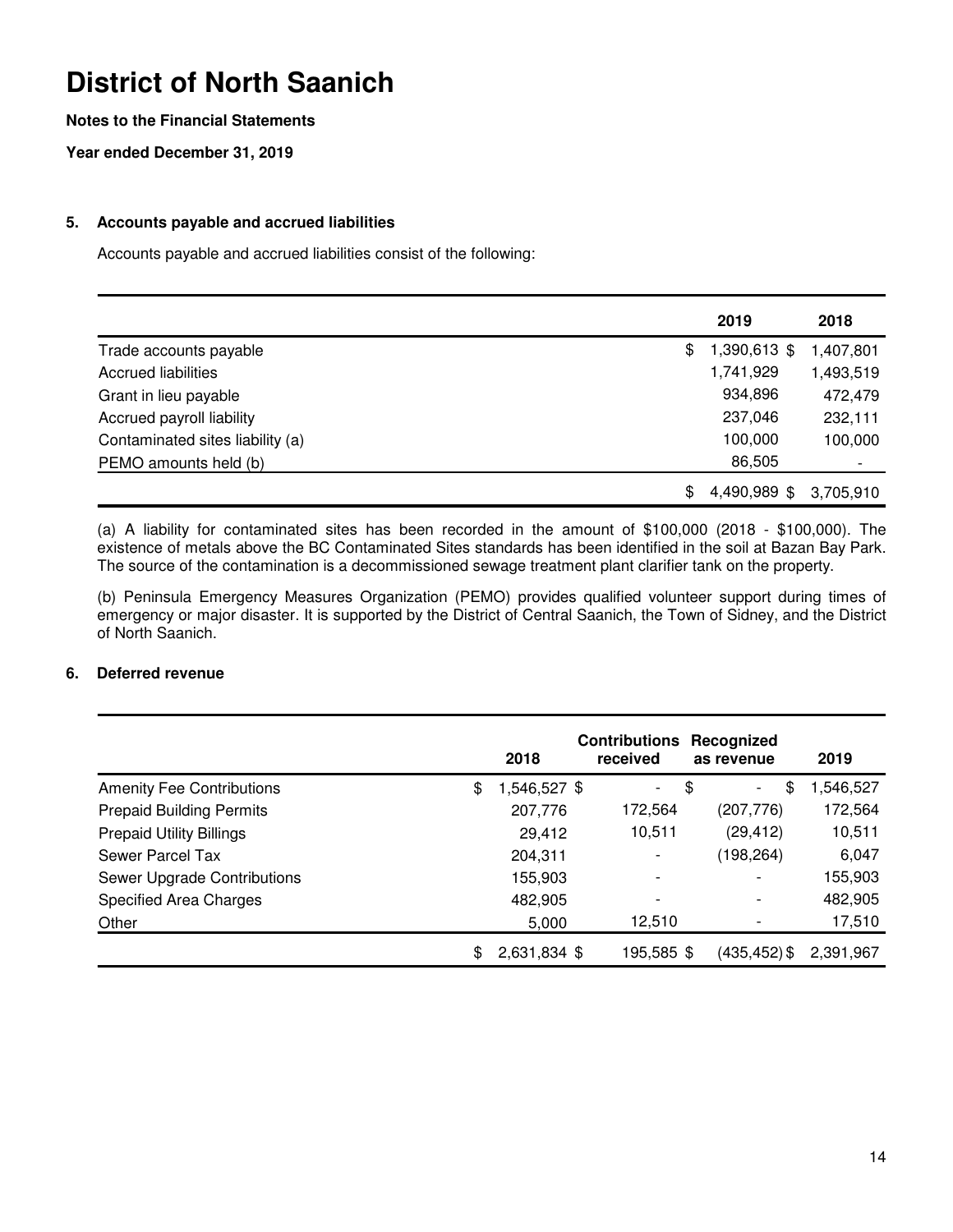# District of North Saanich

**Notes to the Financial Statements**

**Year ended December 31, 2019**

## 5. Accounts payable and accrued liabilities

Accounts payable and accrued liabilities consist of the following:

| | 2019 | 2018 |
|---|---|---|
| Trade accounts payable | $ 1,390,613 | $ 1,407,801 |
| Accrued liabilities | 1,741,929 | 1,493,519 |
| Grant in lieu payable | 934,896 | 472,479 |
| Accrued payroll liability | 237,046 | 232,111 |
| Contaminated sites liability (a) | 100,000 | 100,000 |
| PEMO amounts held (b) | 86,505 | - |
| | $ 4,490,989 | $ 3,705,910 |

(a) A liability for contaminated sites has been recorded in the amount of $100,000 (2018 - $100,000). The existence of metals above the BC Contaminated Sites standards has been identified in the soil at Bazan Bay Park. The source of the contamination is a decommissioned sewage treatment plant clarifier tank on the property.

(b) Peninsula Emergency Measures Organization (PEMO) provides qualified volunteer support during times of emergency or major disaster. It is supported by the District of Central Saanich, the Town of Sidney, and the District of North Saanich.

## 6. Deferred revenue

| | 2018 | Contributions received | Recognized as revenue | 2019 |
|---|---|---|---|---|
| Amenity Fee Contributions | $ 1,546,527 | $ - | $ - | $ 1,546,527 |
| Prepaid Building Permits | 207,776 | 172,564 | (207,776) | 172,564 |
| Prepaid Utility Billings | 29,412 | 10,511 | (29,412) | 10,511 |
| Sewer Parcel Tax | 204,311 | - | (198,264) | 6,047 |
| Sewer Upgrade Contributions | 155,903 | - | - | 155,903 |
| Specified Area Charges | 482,905 | - | - | 482,905 |
| Other | 5,000 | 12,510 | - | 17,510 |
| | $ 2,631,834 | $ 195,585 | $ (435,452) | $ 2,391,967 |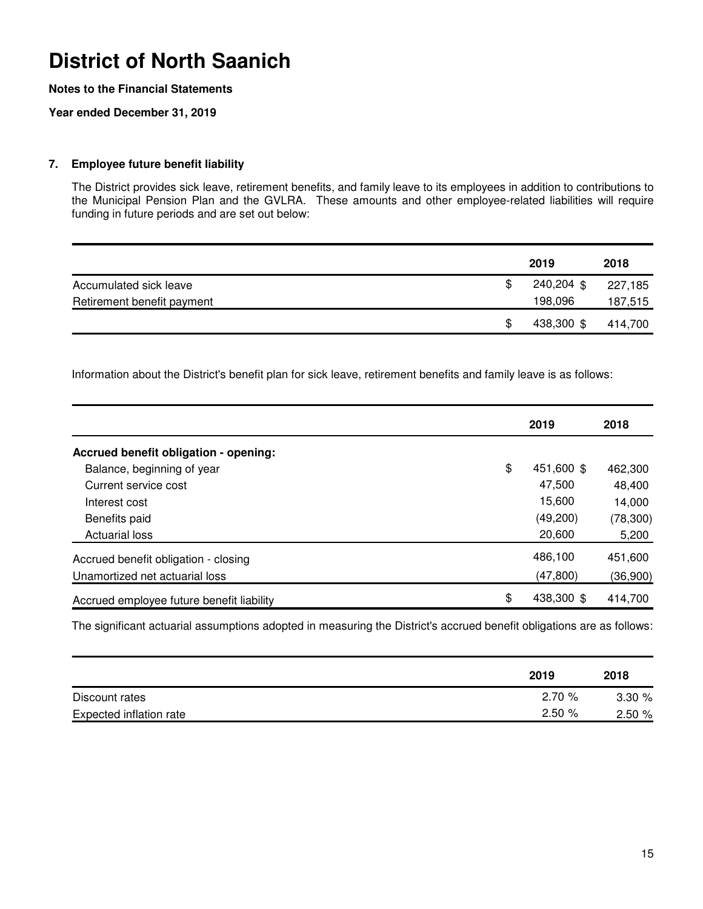# District of North Saanich

**Notes to the Financial Statements**

**Year ended December 31, 2019**

## 7. Employee future benefit liability

The District provides sick leave, retirement benefits, and family leave to its employees in addition to contributions to the Municipal Pension Plan and the GVLRA. These amounts and other employee-related liabilities will require funding in future periods and are set out below:

| | 2019 | 2018 |
|---|---|---|
| Accumulated sick leave | $ 240,204 | $ 227,185 |
| Retirement benefit payment | 198,096 | 187,515 |
| | $ 438,300 | $ 414,700 |

Information about the District's benefit plan for sick leave, retirement benefits and family leave is as follows:

| | 2019 | 2018 |
|---|---|---|
| **Accrued benefit obligation - opening:** | | |
| Balance, beginning of year | $ 451,600 | $ 462,300 |
| Current service cost | 47,500 | 48,400 |
| Interest cost | 15,600 | 14,000 |
| Benefits paid | (49,200) | (78,300) |
| Actuarial loss | 20,600 | 5,200 |
| Accrued benefit obligation - closing | 486,100 | 451,600 |
| Unamortized net actuarial loss | (47,800) | (36,900) |
| Accrued employee future benefit liability | $ 438,300 | $ 414,700 |

The significant actuarial assumptions adopted in measuring the District's accrued benefit obligations are as follows:

| | 2019 | 2018 |
|---|---|---|
| Discount rates | 2.70 % | 3.30 % |
| Expected inflation rate | 2.50 % | 2.50 % |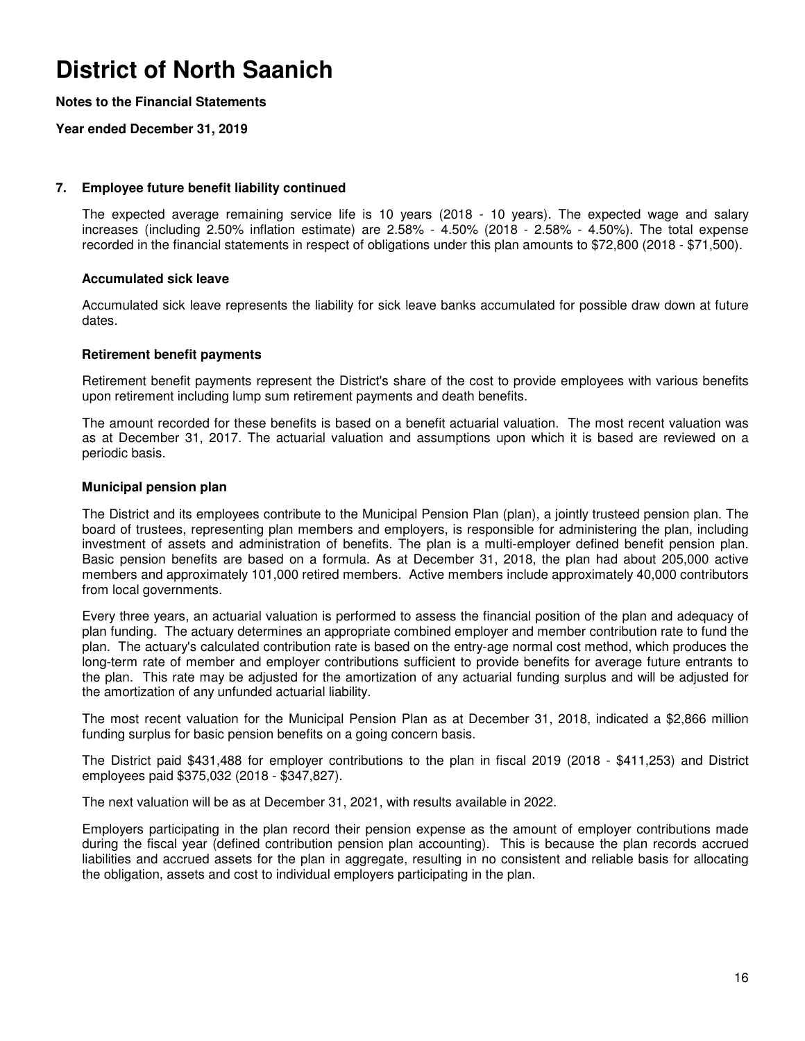# District of North Saanich

**Notes to the Financial Statements**

**Year ended December 31, 2019**

## 7. Employee future benefit liability continued

The expected average remaining service life is 10 years (2018 - 10 years). The expected wage and salary increases (including 2.50% inflation estimate) are 2.58% - 4.50% (2018 - 2.58% - 4.50%). The total expense recorded in the financial statements in respect of obligations under this plan amounts to $72,800 (2018 - $71,500).

### Accumulated sick leave

Accumulated sick leave represents the liability for sick leave banks accumulated for possible draw down at future dates.

### Retirement benefit payments

Retirement benefit payments represent the District's share of the cost to provide employees with various benefits upon retirement including lump sum retirement payments and death benefits.

The amount recorded for these benefits is based on a benefit actuarial valuation. The most recent valuation was as at December 31, 2017. The actuarial valuation and assumptions upon which it is based are reviewed on a periodic basis.

### Municipal pension plan

The District and its employees contribute to the Municipal Pension Plan (plan), a jointly trusteed pension plan. The board of trustees, representing plan members and employers, is responsible for administering the plan, including investment of assets and administration of benefits. The plan is a multi-employer defined benefit pension plan. Basic pension benefits are based on a formula. As at December 31, 2018, the plan had about 205,000 active members and approximately 101,000 retired members. Active members include approximately 40,000 contributors from local governments.

Every three years, an actuarial valuation is performed to assess the financial position of the plan and adequacy of plan funding. The actuary determines an appropriate combined employer and member contribution rate to fund the plan. The actuary's calculated contribution rate is based on the entry-age normal cost method, which produces the long-term rate of member and employer contributions sufficient to provide benefits for average future entrants to the plan. This rate may be adjusted for the amortization of any actuarial funding surplus and will be adjusted for the amortization of any unfunded actuarial liability.

The most recent valuation for the Municipal Pension Plan as at December 31, 2018, indicated a $2,866 million funding surplus for basic pension benefits on a going concern basis.

The District paid $431,488 for employer contributions to the plan in fiscal 2019 (2018 - $411,253) and District employees paid $375,032 (2018 - $347,827).

The next valuation will be as at December 31, 2021, with results available in 2022.

Employers participating in the plan record their pension expense as the amount of employer contributions made during the fiscal year (defined contribution pension plan accounting). This is because the plan records accrued liabilities and accrued assets for the plan in aggregate, resulting in no consistent and reliable basis for allocating the obligation, assets and cost to individual employers participating in the plan.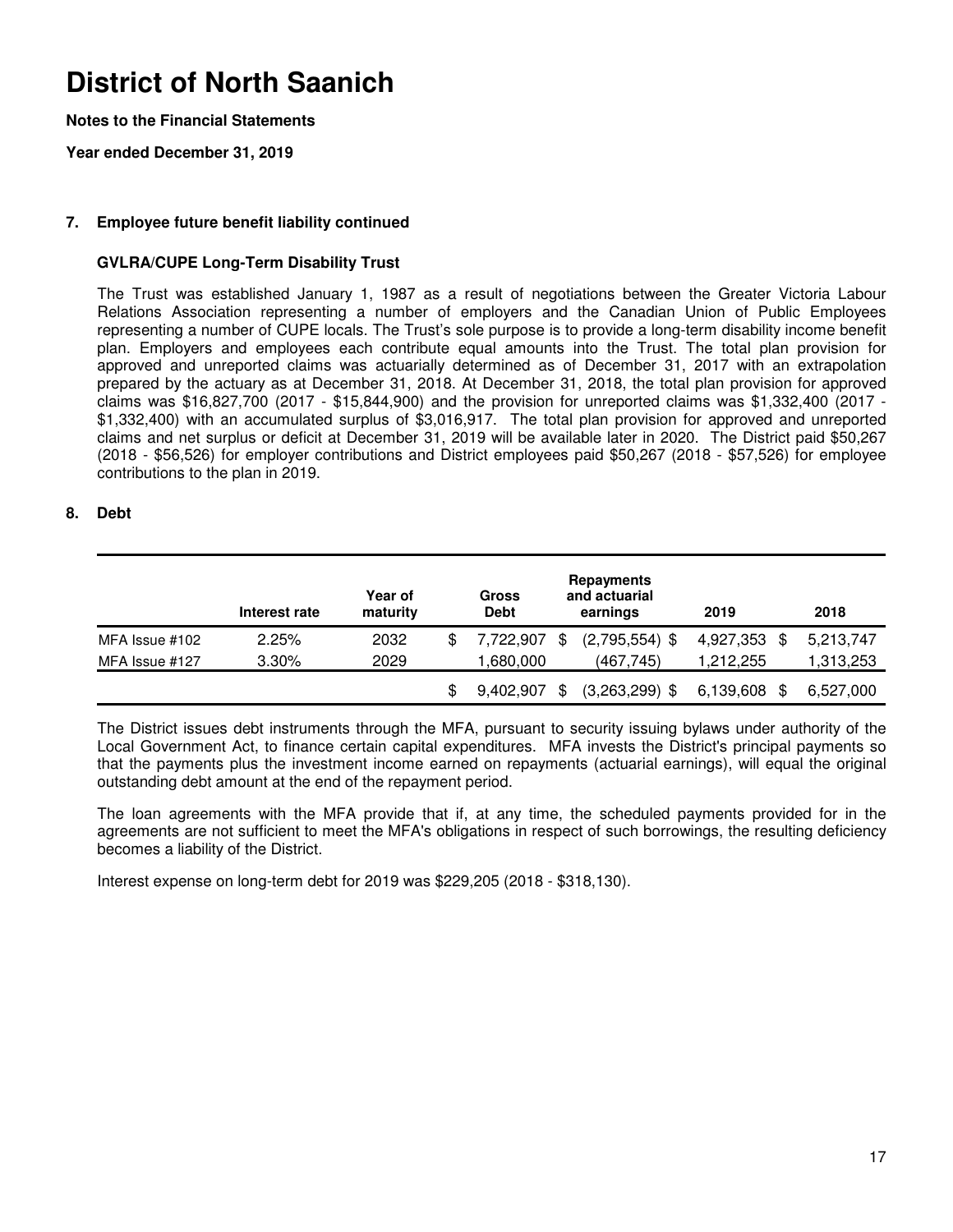# District of North Saanich

**Notes to the Financial Statements**

**Year ended December 31, 2019**

## 7. Employee future benefit liability continued

### GVLRA/CUPE Long-Term Disability Trust

The Trust was established January 1, 1987 as a result of negotiations between the Greater Victoria Labour Relations Association representing a number of employers and the Canadian Union of Public Employees representing a number of CUPE locals. The Trust's sole purpose is to provide a long-term disability income benefit plan. Employers and employees each contribute equal amounts into the Trust. The total plan provision for approved and unreported claims was actuarially determined as of December 31, 2017 with an extrapolation prepared by the actuary as at December 31, 2018. At December 31, 2018, the total plan provision for approved claims was $16,827,700 (2017 - $15,844,900) and the provision for unreported claims was $1,332,400 (2017 - $1,332,400) with an accumulated surplus of $3,016,917. The total plan provision for approved and unreported claims and net surplus or deficit at December 31, 2019 will be available later in 2020. The District paid $50,267 (2018 - $56,526) for employer contributions and District employees paid $50,267 (2018 - $57,526) for employee contributions to the plan in 2019.

## 8. Debt

| | Interest rate | Year of maturity | Gross Debt | Repayments and actuarial earnings | 2019 | 2018 |
|---|---|---|---|---|---|---|
| MFA Issue #102 | 2.25% | 2032 | $ 7,722,907 | $ (2,795,554) | $ 4,927,353 | $ 5,213,747 |
| MFA Issue #127 | 3.30% | 2029 | 1,680,000 | (467,745) | 1,212,255 | 1,313,253 |
| | | | $ 9,402,907 | $ (3,263,299) | $ 6,139,608 | $ 6,527,000 |

The District issues debt instruments through the MFA, pursuant to security issuing bylaws under authority of the Local Government Act, to finance certain capital expenditures. MFA invests the District's principal payments so that the payments plus the investment income earned on repayments (actuarial earnings), will equal the original outstanding debt amount at the end of the repayment period.

The loan agreements with the MFA provide that if, at any time, the scheduled payments provided for in the agreements are not sufficient to meet the MFA's obligations in respect of such borrowings, the resulting deficiency becomes a liability of the District.

Interest expense on long-term debt for 2019 was $229,205 (2018 - $318,130).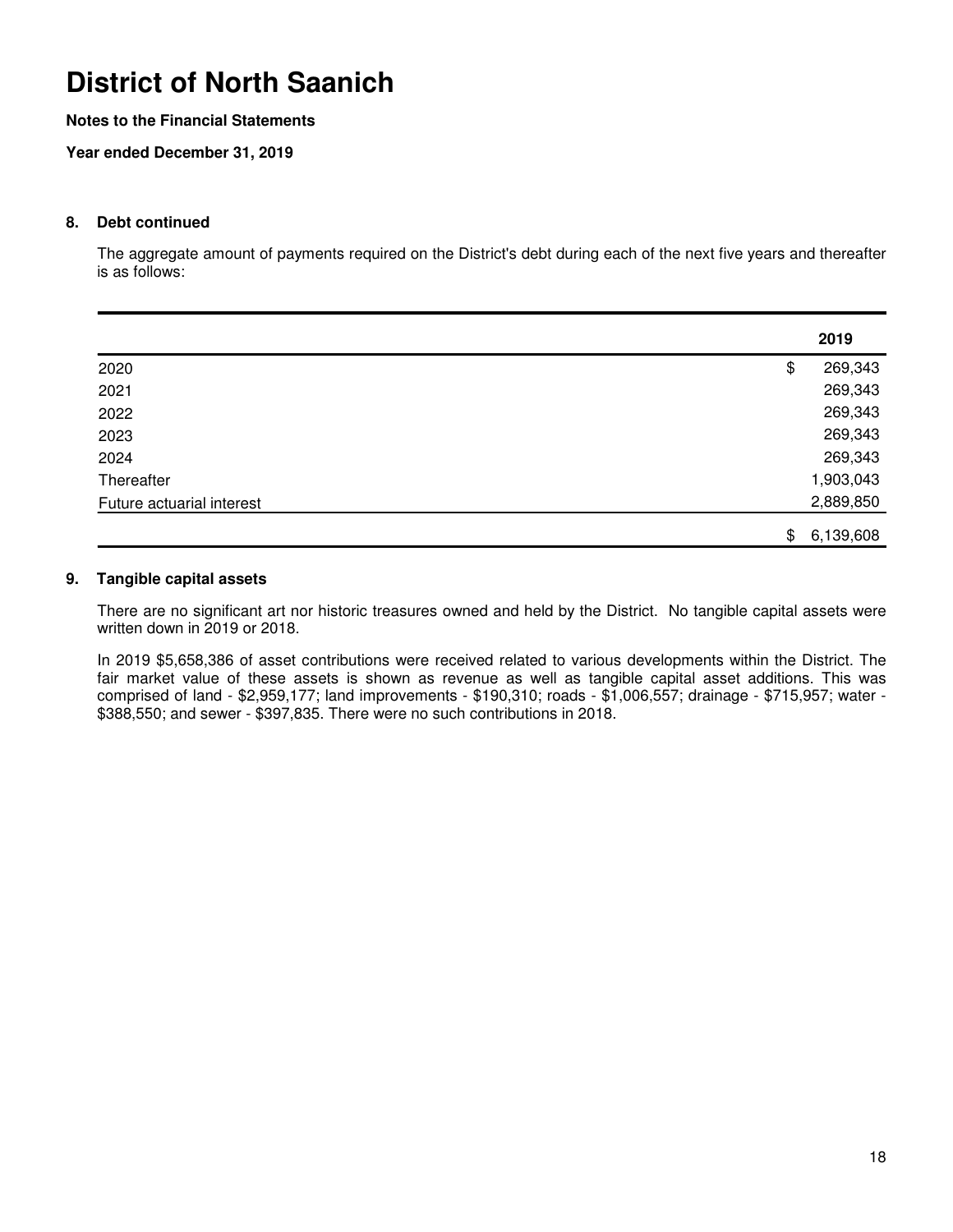# District of North Saanich

**Notes to the Financial Statements**

**Year ended December 31, 2019**

## 8. Debt continued

The aggregate amount of payments required on the District's debt during each of the next five years and thereafter is as follows:

| | 2019 |
|---|---|
| 2020 | $ 269,343 |
| 2021 | 269,343 |
| 2022 | 269,343 |
| 2023 | 269,343 |
| 2024 | 269,343 |
| Thereafter | 1,903,043 |
| Future actuarial interest | 2,889,850 |
| | $ 6,139,608 |

## 9. Tangible capital assets

There are no significant art nor historic treasures owned and held by the District. No tangible capital assets were written down in 2019 or 2018.

In 2019 $5,658,386 of asset contributions were received related to various developments within the District. The fair market value of these assets is shown as revenue as well as tangible capital asset additions. This was comprised of land - $2,959,177; land improvements - $190,310; roads - $1,006,557; drainage - $715,957; water - $388,550; and sewer - $397,835. There were no such contributions in 2018.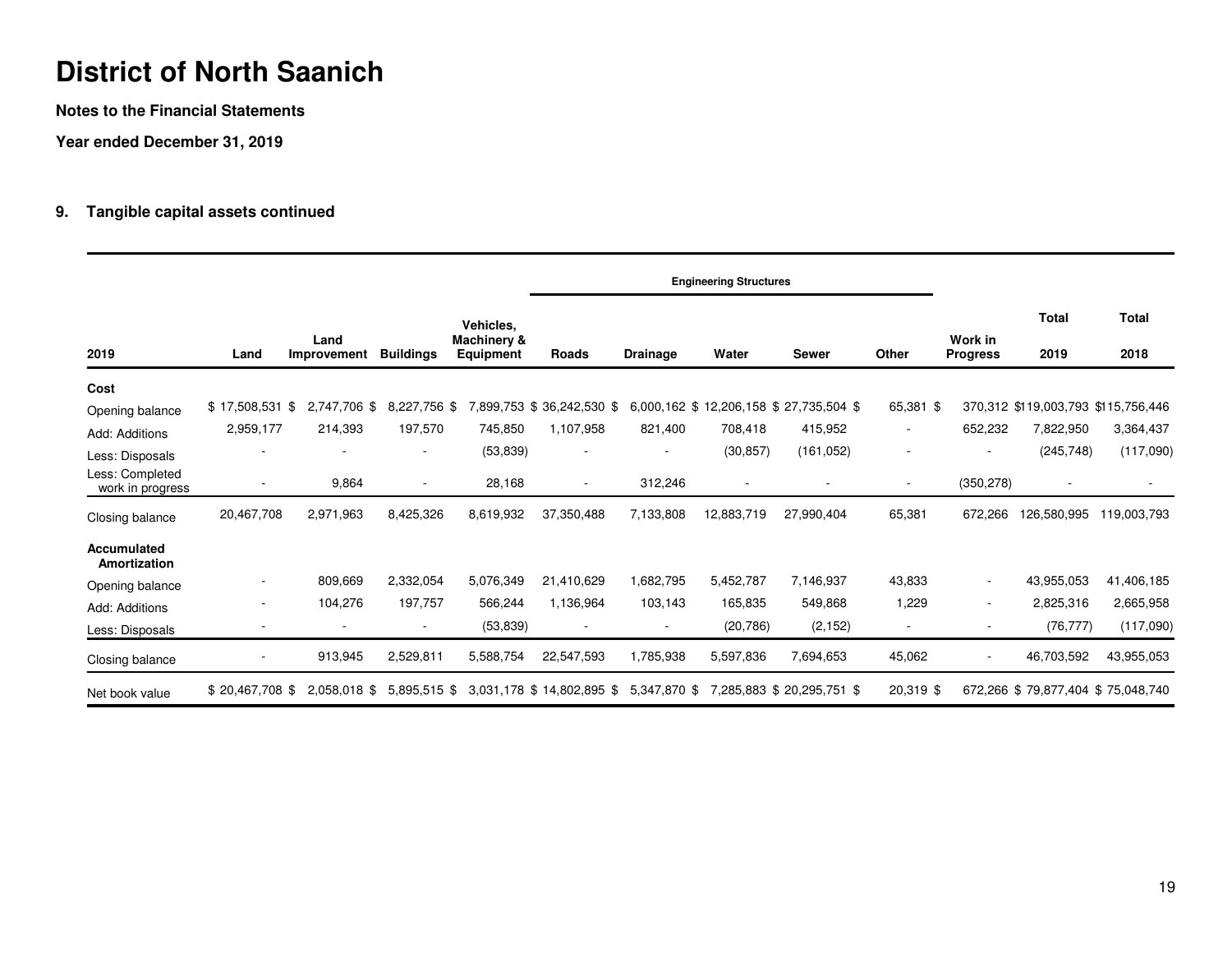# District of North Saanich

**Notes to the Financial Statements**

**Year ended December 31, 2019**

## 9. Tangible capital assets continued

| | | | | | Engineering Structures | | | | | | | |
|---|---|---|---|---|---|---|---|---|---|---|---|---|
| **2019** | **Land** | **Land Improvement** | **Buildings** | **Vehicles, Machinery & Equipment** | **Roads** | **Drainage** | **Water** | **Sewer** | **Other** | **Work in Progress** | **Total 2019** | **Total 2018** |
| **Cost** | | | | | | | | | | | | |
| Opening balance | $ 17,508,531 $ | 2,747,706 $ | 8,227,756 $ | 7,899,753 $ | 36,242,530 $ | 6,000,162 $ | 12,206,158 $ | 27,735,504 $ | 65,381 $ | 370,312 | $119,003,793 | $115,756,446 |
| Add: Additions | 2,959,177 | 214,393 | 197,570 | 745,850 | 1,107,958 | 821,400 | 708,418 | 415,952 | - | 652,232 | 7,822,950 | 3,364,437 |
| Less: Disposals | - | - | - | (53,839) | - | - | (30,857) | (161,052) | - | - | (245,748) | (117,090) |
| Less: Completed work in progress | - | 9,864 | - | 28,168 | - | 312,246 | - | - | - | (350,278) | - | - |
| Closing balance | 20,467,708 | 2,971,963 | 8,425,326 | 8,619,932 | 37,350,488 | 7,133,808 | 12,883,719 | 27,990,404 | 65,381 | 672,266 | 126,580,995 | 119,003,793 |
| **Accumulated Amortization** | | | | | | | | | | | | |
| Opening balance | - | 809,669 | 2,332,054 | 5,076,349 | 21,410,629 | 1,682,795 | 5,452,787 | 7,146,937 | 43,833 | - | 43,955,053 | 41,406,185 |
| Add: Additions | - | 104,276 | 197,757 | 566,244 | 1,136,964 | 103,143 | 165,835 | 549,868 | 1,229 | - | 2,825,316 | 2,665,958 |
| Less: Disposals | - | - | - | (53,839) | - | - | (20,786) | (2,152) | - | - | (76,777) | (117,090) |
| Closing balance | - | 913,945 | 2,529,811 | 5,588,754 | 22,547,593 | 1,785,938 | 5,597,836 | 7,694,653 | 45,062 | - | 46,703,592 | 43,955,053 |
| Net book value | $ 20,467,708 $ | 2,058,018 $ | 5,895,515 $ | 3,031,178 $ | 14,802,895 $ | 5,347,870 $ | 7,285,883 $ | 20,295,751 $ | 20,319 $ | 672,266 $ | 79,877,404 $ | 75,048,740 |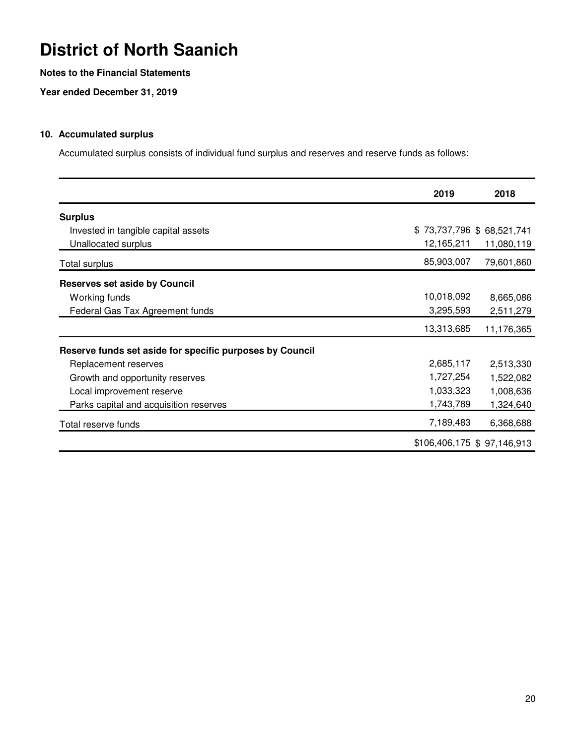# District of North Saanich

**Notes to the Financial Statements**

**Year ended December 31, 2019**

### 10. Accumulated surplus

Accumulated surplus consists of individual fund surplus and reserves and reserve funds as follows:

| | 2019 | 2018 |
|---|---|---|
| **Surplus** | | |
| Invested in tangible capital assets | $ 73,737,796 | $ 68,521,741 |
| Unallocated surplus | 12,165,211 | 11,080,119 |
| Total surplus | 85,903,007 | 79,601,860 |
| **Reserves set aside by Council** | | |
| Working funds | 10,018,092 | 8,665,086 |
| Federal Gas Tax Agreement funds | 3,295,593 | 2,511,279 |
| | 13,313,685 | 11,176,365 |
| **Reserve funds set aside for specific purposes by Council** | | |
| Replacement reserves | 2,685,117 | 2,513,330 |
| Growth and opportunity reserves | 1,727,254 | 1,522,082 |
| Local improvement reserve | 1,033,323 | 1,008,636 |
| Parks capital and acquisition reserves | 1,743,789 | 1,324,640 |
| Total reserve funds | 7,189,483 | 6,368,688 |
| | $106,406,175 | $ 97,146,913 |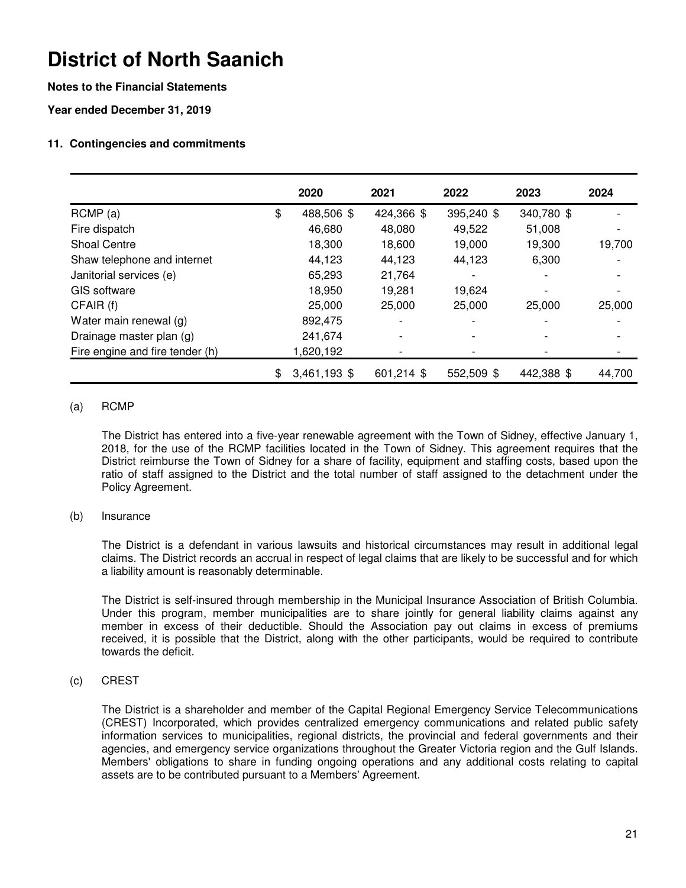# District of North Saanich

**Notes to the Financial Statements**

**Year ended December 31, 2019**

## 11. Contingencies and commitments

| | 2020 | 2021 | 2022 | 2023 | 2024 |
|---|---|---|---|---|---|
| RCMP (a) | $ 488,506 | $ 424,366 | $ 395,240 | $ 340,780 | $ - |
| Fire dispatch | 46,680 | 48,080 | 49,522 | 51,008 | - |
| Shoal Centre | 18,300 | 18,600 | 19,000 | 19,300 | 19,700 |
| Shaw telephone and internet | 44,123 | 44,123 | 44,123 | 6,300 | - |
| Janitorial services (e) | 65,293 | 21,764 | - | - | - |
| GIS software | 18,950 | 19,281 | 19,624 | - | - |
| CFAIR (f) | 25,000 | 25,000 | 25,000 | 25,000 | 25,000 |
| Water main renewal (g) | 892,475 | - | - | - | - |
| Drainage master plan (g) | 241,674 | - | - | - | - |
| Fire engine and fire tender (h) | 1,620,192 | - | - | - | - |
| | $ 3,461,193 | $ 601,214 | $ 552,509 | $ 442,388 | $ 44,700 |

(a) RCMP

The District has entered into a five-year renewable agreement with the Town of Sidney, effective January 1, 2018, for the use of the RCMP facilities located in the Town of Sidney. This agreement requires that the District reimburse the Town of Sidney for a share of facility, equipment and staffing costs, based upon the ratio of staff assigned to the District and the total number of staff assigned to the detachment under the Policy Agreement.

(b) Insurance

The District is a defendant in various lawsuits and historical circumstances may result in additional legal claims. The District records an accrual in respect of legal claims that are likely to be successful and for which a liability amount is reasonably determinable.

The District is self-insured through membership in the Municipal Insurance Association of British Columbia. Under this program, member municipalities are to share jointly for general liability claims against any member in excess of their deductible. Should the Association pay out claims in excess of premiums received, it is possible that the District, along with the other participants, would be required to contribute towards the deficit.

(c) CREST

The District is a shareholder and member of the Capital Regional Emergency Service Telecommunications (CREST) Incorporated, which provides centralized emergency communications and related public safety information services to municipalities, regional districts, the provincial and federal governments and their agencies, and emergency service organizations throughout the Greater Victoria region and the Gulf Islands. Members' obligations to share in funding ongoing operations and any additional costs relating to capital assets are to be contributed pursuant to a Members' Agreement.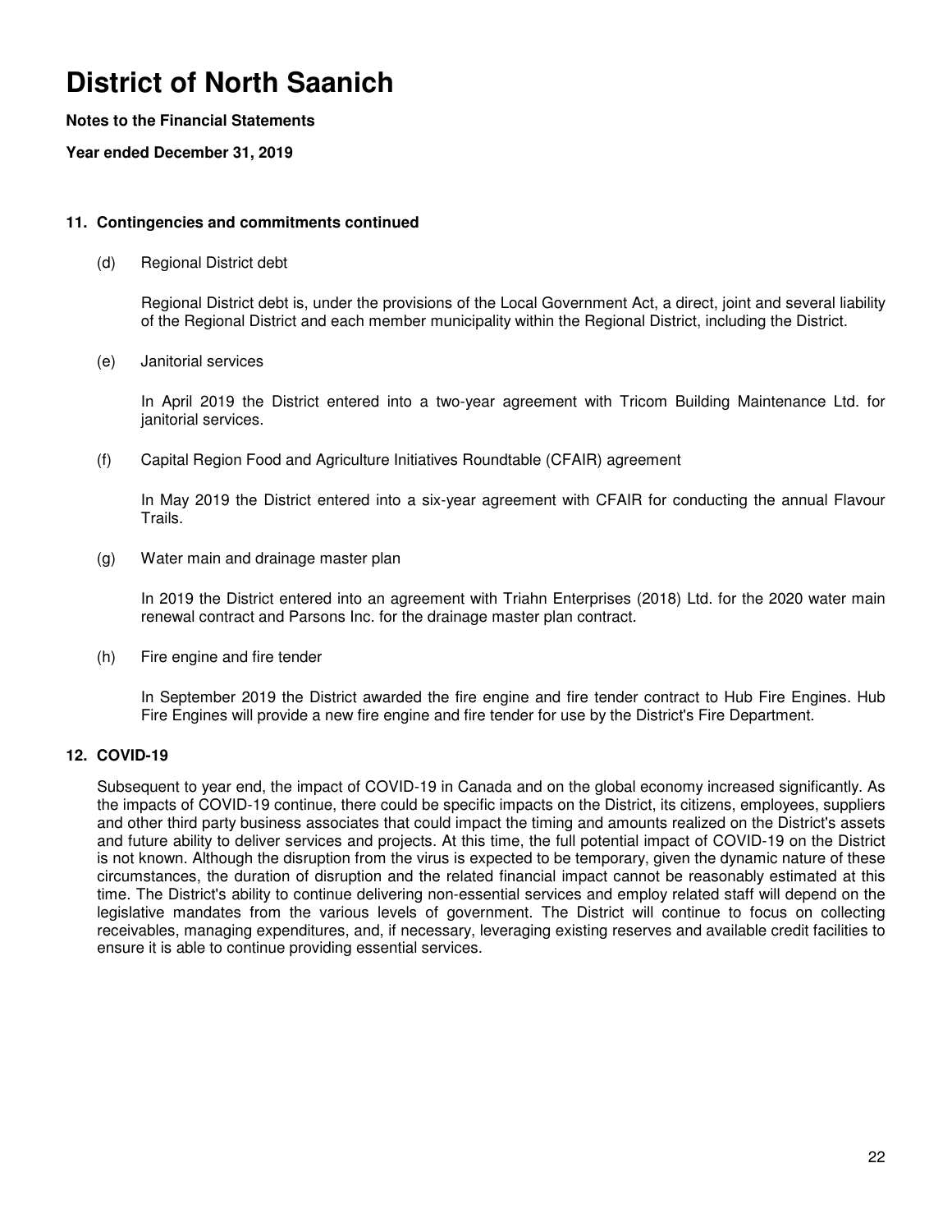# District of North Saanich

**Notes to the Financial Statements**

**Year ended December 31, 2019**

## 11. Contingencies and commitments continued

(d) Regional District debt

Regional District debt is, under the provisions of the Local Government Act, a direct, joint and several liability of the Regional District and each member municipality within the Regional District, including the District.

(e) Janitorial services

In April 2019 the District entered into a two-year agreement with Tricom Building Maintenance Ltd. for janitorial services.

(f) Capital Region Food and Agriculture Initiatives Roundtable (CFAIR) agreement

In May 2019 the District entered into a six-year agreement with CFAIR for conducting the annual Flavour Trails.

(g) Water main and drainage master plan

In 2019 the District entered into an agreement with Triahn Enterprises (2018) Ltd. for the 2020 water main renewal contract and Parsons Inc. for the drainage master plan contract.

(h) Fire engine and fire tender

In September 2019 the District awarded the fire engine and fire tender contract to Hub Fire Engines. Hub Fire Engines will provide a new fire engine and fire tender for use by the District's Fire Department.

## 12. COVID-19

Subsequent to year end, the impact of COVID-19 in Canada and on the global economy increased significantly. As the impacts of COVID-19 continue, there could be specific impacts on the District, its citizens, employees, suppliers and other third party business associates that could impact the timing and amounts realized on the District's assets and future ability to deliver services and projects. At this time, the full potential impact of COVID-19 on the District is not known. Although the disruption from the virus is expected to be temporary, given the dynamic nature of these circumstances, the duration of disruption and the related financial impact cannot be reasonably estimated at this time. The District's ability to continue delivering non-essential services and employ related staff will depend on the legislative mandates from the various levels of government. The District will continue to focus on collecting receivables, managing expenditures, and, if necessary, leveraging existing reserves and available credit facilities to ensure it is able to continue providing essential services.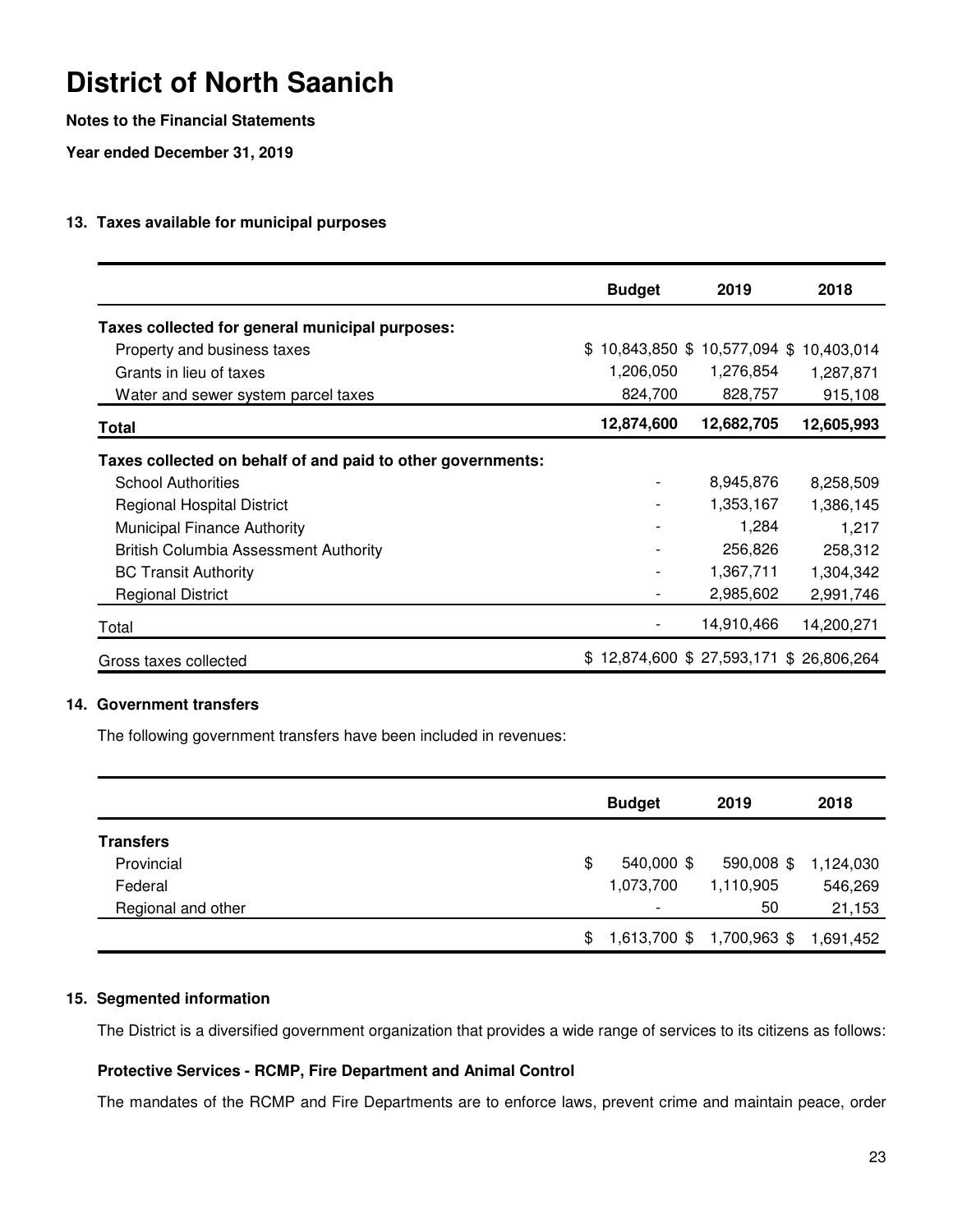# District of North Saanich

**Notes to the Financial Statements**

**Year ended December 31, 2019**

### 13. Taxes available for municipal purposes

| | Budget | 2019 | 2018 |
|---|---|---|---|
| **Taxes collected for general municipal purposes:** | | | |
| Property and business taxes | $ 10,843,850 | $ 10,577,094 | $ 10,403,014 |
| Grants in lieu of taxes | 1,206,050 | 1,276,854 | 1,287,871 |
| Water and sewer system parcel taxes | 824,700 | 828,757 | 915,108 |
| **Total** | **12,874,600** | **12,682,705** | **12,605,993** |
| **Taxes collected on behalf of and paid to other governments:** | | | |
| School Authorities | - | 8,945,876 | 8,258,509 |
| Regional Hospital District | - | 1,353,167 | 1,386,145 |
| Municipal Finance Authority | - | 1,284 | 1,217 |
| British Columbia Assessment Authority | - | 256,826 | 258,312 |
| BC Transit Authority | - | 1,367,711 | 1,304,342 |
| Regional District | - | 2,985,602 | 2,991,746 |
| Total | - | 14,910,466 | 14,200,271 |
| Gross taxes collected | $ 12,874,600 | $ 27,593,171 | $ 26,806,264 |

### 14. Government transfers

The following government transfers have been included in revenues:

| | Budget | 2019 | 2018 |
|---|---|---|---|
| **Transfers** | | | |
| Provincial | $ 540,000 | $ 590,008 | $ 1,124,030 |
| Federal | 1,073,700 | 1,110,905 | 546,269 |
| Regional and other | - | 50 | 21,153 |
| | $ 1,613,700 | $ 1,700,963 | $ 1,691,452 |

### 15. Segmented information

The District is a diversified government organization that provides a wide range of services to its citizens as follows:

**Protective Services - RCMP, Fire Department and Animal Control**

The mandates of the RCMP and Fire Departments are to enforce laws, prevent crime and maintain peace, order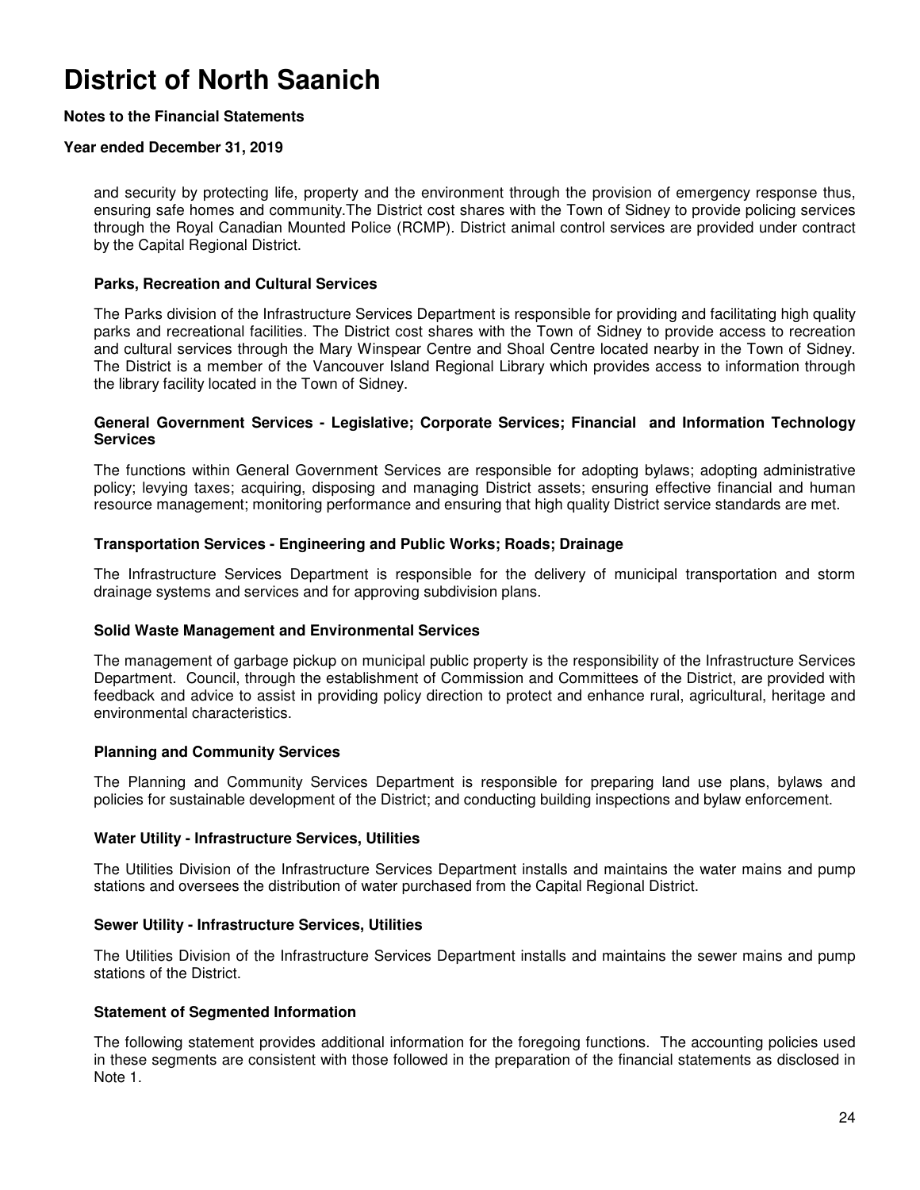and security by protecting life, property and the environment through the provision of emergency response thus, ensuring safe homes and community.The District cost shares with the Town of Sidney to provide policing services through the Royal Canadian Mounted Police (RCMP). District animal control services are provided under contract by the Capital Regional District.

### Parks, Recreation and Cultural Services

The Parks division of the Infrastructure Services Department is responsible for providing and facilitating high quality parks and recreational facilities. The District cost shares with the Town of Sidney to provide access to recreation and cultural services through the Mary Winspear Centre and Shoal Centre located nearby in the Town of Sidney. The District is a member of the Vancouver Island Regional Library which provides access to information through the library facility located in the Town of Sidney.

### General Government Services - Legislative; Corporate Services; Financial and Information Technology Services

The functions within General Government Services are responsible for adopting bylaws; adopting administrative policy; levying taxes; acquiring, disposing and managing District assets; ensuring effective financial and human resource management; monitoring performance and ensuring that high quality District service standards are met.

### Transportation Services - Engineering and Public Works; Roads; Drainage

The Infrastructure Services Department is responsible for the delivery of municipal transportation and storm drainage systems and services and for approving subdivision plans.

### Solid Waste Management and Environmental Services

The management of garbage pickup on municipal public property is the responsibility of the Infrastructure Services Department. Council, through the establishment of Commission and Committees of the District, are provided with feedback and advice to assist in providing policy direction to protect and enhance rural, agricultural, heritage and environmental characteristics.

### Planning and Community Services

The Planning and Community Services Department is responsible for preparing land use plans, bylaws and policies for sustainable development of the District; and conducting building inspections and bylaw enforcement.

### Water Utility - Infrastructure Services, Utilities

The Utilities Division of the Infrastructure Services Department installs and maintains the water mains and pump stations and oversees the distribution of water purchased from the Capital Regional District.

### Sewer Utility - Infrastructure Services, Utilities

The Utilities Division of the Infrastructure Services Department installs and maintains the sewer mains and pump stations of the District.

### Statement of Segmented Information

The following statement provides additional information for the foregoing functions. The accounting policies used in these segments are consistent with those followed in the preparation of the financial statements as disclosed in Note 1.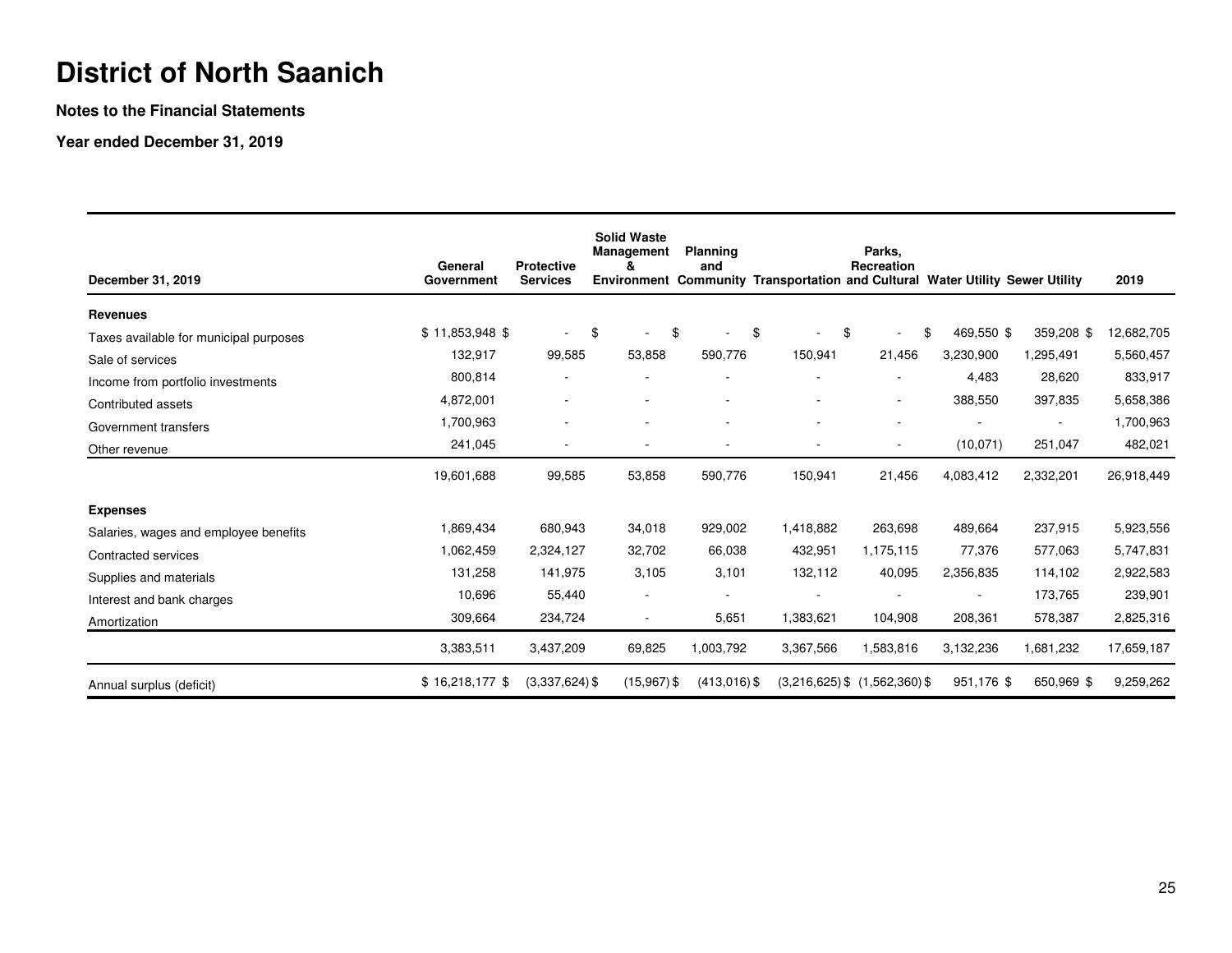# District of North Saanich

**Notes to the Financial Statements**

**Year ended December 31, 2019**

| December 31, 2019 | General Government | Protective Services | Solid Waste Management & Environment | Planning and Community | Transportation | Parks, Recreation and Cultural | Water Utility | Sewer Utility | 2019 |
|---|---|---|---|---|---|---|---|---|---|
| **Revenues** | | | | | | | | | |
| Taxes available for municipal purposes | $ 11,853,948 | $ - | $ - | $ - | $ - | $ - | $ 469,550 | $ 359,208 | $ 12,682,705 |
| Sale of services | 132,917 | 99,585 | 53,858 | 590,776 | 150,941 | 21,456 | 3,230,900 | 1,295,491 | 5,560,457 |
| Income from portfolio investments | 800,814 | - | - | - | - | - | 4,483 | 28,620 | 833,917 |
| Contributed assets | 4,872,001 | - | - | - | - | - | 388,550 | 397,835 | 5,658,386 |
| Government transfers | 1,700,963 | - | - | - | - | - | - | - | 1,700,963 |
| Other revenue | 241,045 | - | - | - | - | - | (10,071) | 251,047 | 482,021 |
| | 19,601,688 | 99,585 | 53,858 | 590,776 | 150,941 | 21,456 | 4,083,412 | 2,332,201 | 26,918,449 |
| **Expenses** | | | | | | | | | |
| Salaries, wages and employee benefits | 1,869,434 | 680,943 | 34,018 | 929,002 | 1,418,882 | 263,698 | 489,664 | 237,915 | 5,923,556 |
| Contracted services | 1,062,459 | 2,324,127 | 32,702 | 66,038 | 432,951 | 1,175,115 | 77,376 | 577,063 | 5,747,831 |
| Supplies and materials | 131,258 | 141,975 | 3,105 | 3,101 | 132,112 | 40,095 | 2,356,835 | 114,102 | 2,922,583 |
| Interest and bank charges | 10,696 | 55,440 | - | - | - | - | - | 173,765 | 239,901 |
| Amortization | 309,664 | 234,724 | - | 5,651 | 1,383,621 | 104,908 | 208,361 | 578,387 | 2,825,316 |
| | 3,383,511 | 3,437,209 | 69,825 | 1,003,792 | 3,367,566 | 1,583,816 | 3,132,236 | 1,681,232 | 17,659,187 |
| Annual surplus (deficit) | $ 16,218,177 | $ (3,337,624) | $ (15,967) | $ (413,016) | $ (3,216,625) | $ (1,562,360) | $ 951,176 | $ 650,969 | $ 9,259,262 |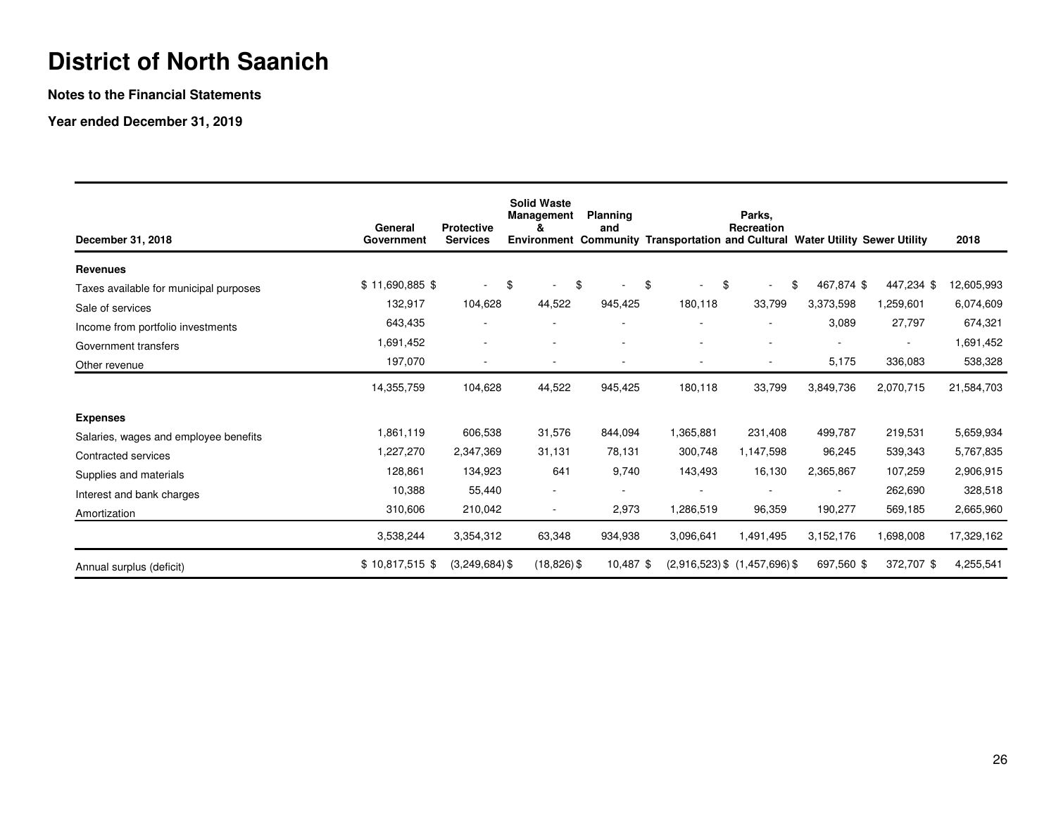# District of North Saanich

**Notes to the Financial Statements**

**Year ended December 31, 2019**

| December 31, 2018 | General Government | Protective Services | Solid Waste Management & Environment | Planning and Community | Transportation | Parks, Recreation and Cultural | Water Utility | Sewer Utility | 2018 |
|---|---|---|---|---|---|---|---|---|---|
| **Revenues** | | | | | | | | | |
| Taxes available for municipal purposes | $ 11,690,885 | $ - | $ - | $ - | $ - | $ - | $ 467,874 | $ 447,234 | $ 12,605,993 |
| Sale of services | 132,917 | 104,628 | 44,522 | 945,425 | 180,118 | 33,799 | 3,373,598 | 1,259,601 | 6,074,609 |
| Income from portfolio investments | 643,435 | - | - | - | - | - | 3,089 | 27,797 | 674,321 |
| Government transfers | 1,691,452 | - | - | - | - | - | - | - | 1,691,452 |
| Other revenue | 197,070 | - | - | - | - | - | 5,175 | 336,083 | 538,328 |
| | 14,355,759 | 104,628 | 44,522 | 945,425 | 180,118 | 33,799 | 3,849,736 | 2,070,715 | 21,584,703 |
| **Expenses** | | | | | | | | | |
| Salaries, wages and employee benefits | 1,861,119 | 606,538 | 31,576 | 844,094 | 1,365,881 | 231,408 | 499,787 | 219,531 | 5,659,934 |
| Contracted services | 1,227,270 | 2,347,369 | 31,131 | 78,131 | 300,748 | 1,147,598 | 96,245 | 539,343 | 5,767,835 |
| Supplies and materials | 128,861 | 134,923 | 641 | 9,740 | 143,493 | 16,130 | 2,365,867 | 107,259 | 2,906,915 |
| Interest and bank charges | 10,388 | 55,440 | - | - | - | - | - | 262,690 | 328,518 |
| Amortization | 310,606 | 210,042 | - | 2,973 | 1,286,519 | 96,359 | 190,277 | 569,185 | 2,665,960 |
| | 3,538,244 | 3,354,312 | 63,348 | 934,938 | 3,096,641 | 1,491,495 | 3,152,176 | 1,698,008 | 17,329,162 |
| Annual surplus (deficit) | $ 10,817,515 | $ (3,249,684) | $ (18,826) | $ 10,487 | $ (2,916,523) | $ (1,457,696) | $ 697,560 | $ 372,707 | $ 4,255,541 |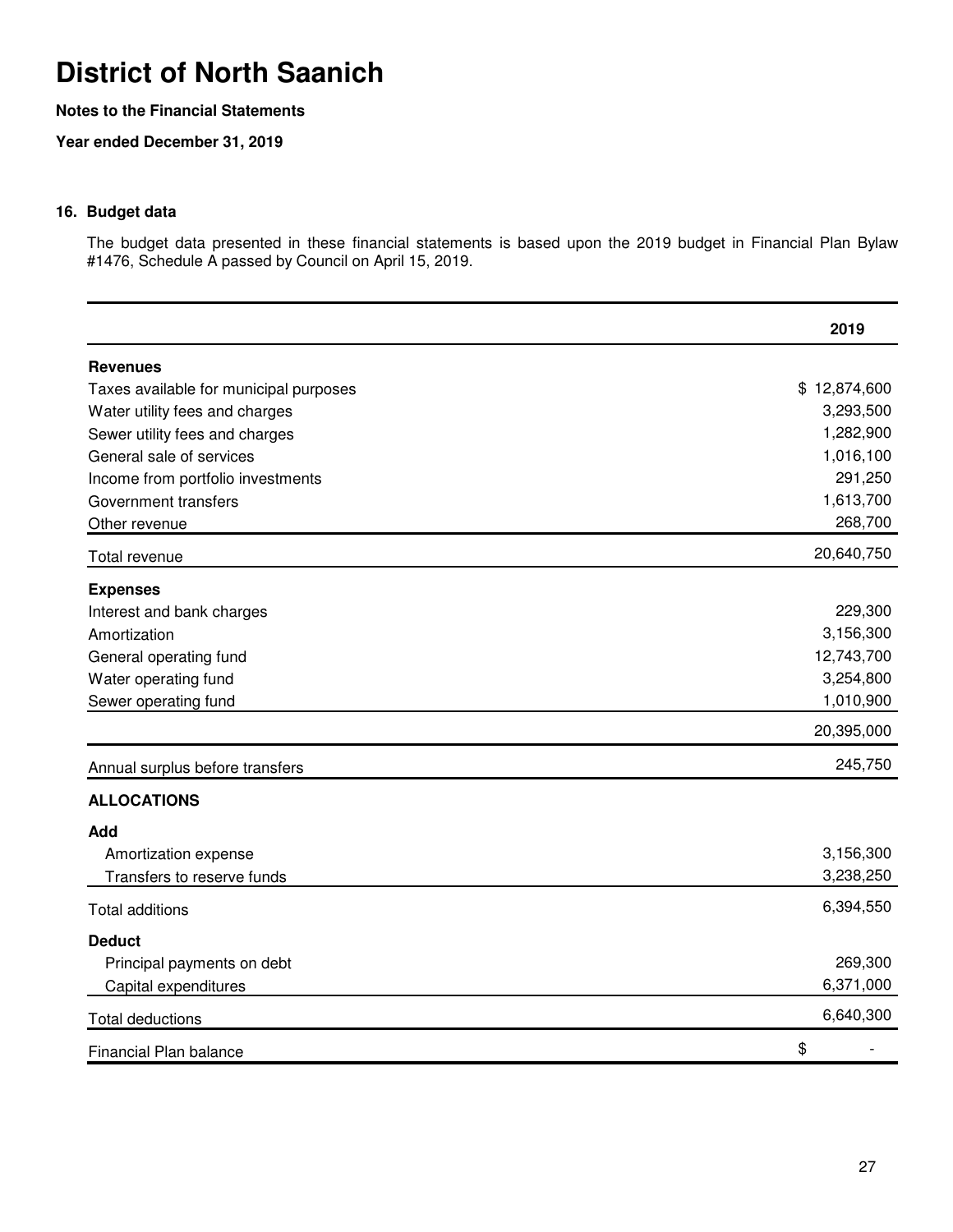# District of North Saanich

**Notes to the Financial Statements**

**Year ended December 31, 2019**

### 16. Budget data

The budget data presented in these financial statements is based upon the 2019 budget in Financial Plan Bylaw #1476, Schedule A passed by Council on April 15, 2019.

| | 2019 |
|---|---|
| **Revenues** | |
| Taxes available for municipal purposes | $ 12,874,600 |
| Water utility fees and charges | 3,293,500 |
| Sewer utility fees and charges | 1,282,900 |
| General sale of services | 1,016,100 |
| Income from portfolio investments | 291,250 |
| Government transfers | 1,613,700 |
| Other revenue | 268,700 |
| Total revenue | 20,640,750 |
| **Expenses** | |
| Interest and bank charges | 229,300 |
| Amortization | 3,156,300 |
| General operating fund | 12,743,700 |
| Water operating fund | 3,254,800 |
| Sewer operating fund | 1,010,900 |
| | 20,395,000 |
| Annual surplus before transfers | 245,750 |
| **ALLOCATIONS** | |
| **Add** | |
| Amortization expense | 3,156,300 |
| Transfers to reserve funds | 3,238,250 |
| Total additions | 6,394,550 |
| **Deduct** | |
| Principal payments on debt | 269,300 |
| Capital expenditures | 6,371,000 |
| Total deductions | 6,640,300 |
| Financial Plan balance | $ - |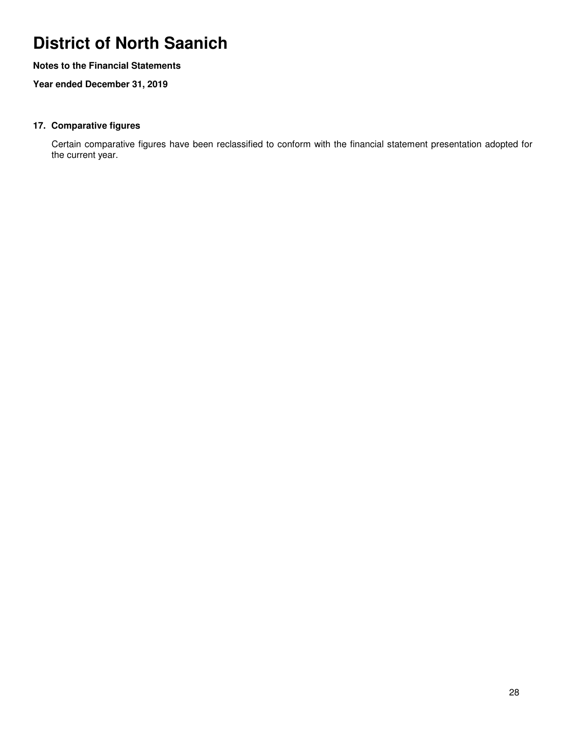# District of North Saanich

**Notes to the Financial Statements**

**Year ended December 31, 2019**

## 17. Comparative figures

Certain comparative figures have been reclassified to conform with the financial statement presentation adopted for the current year.